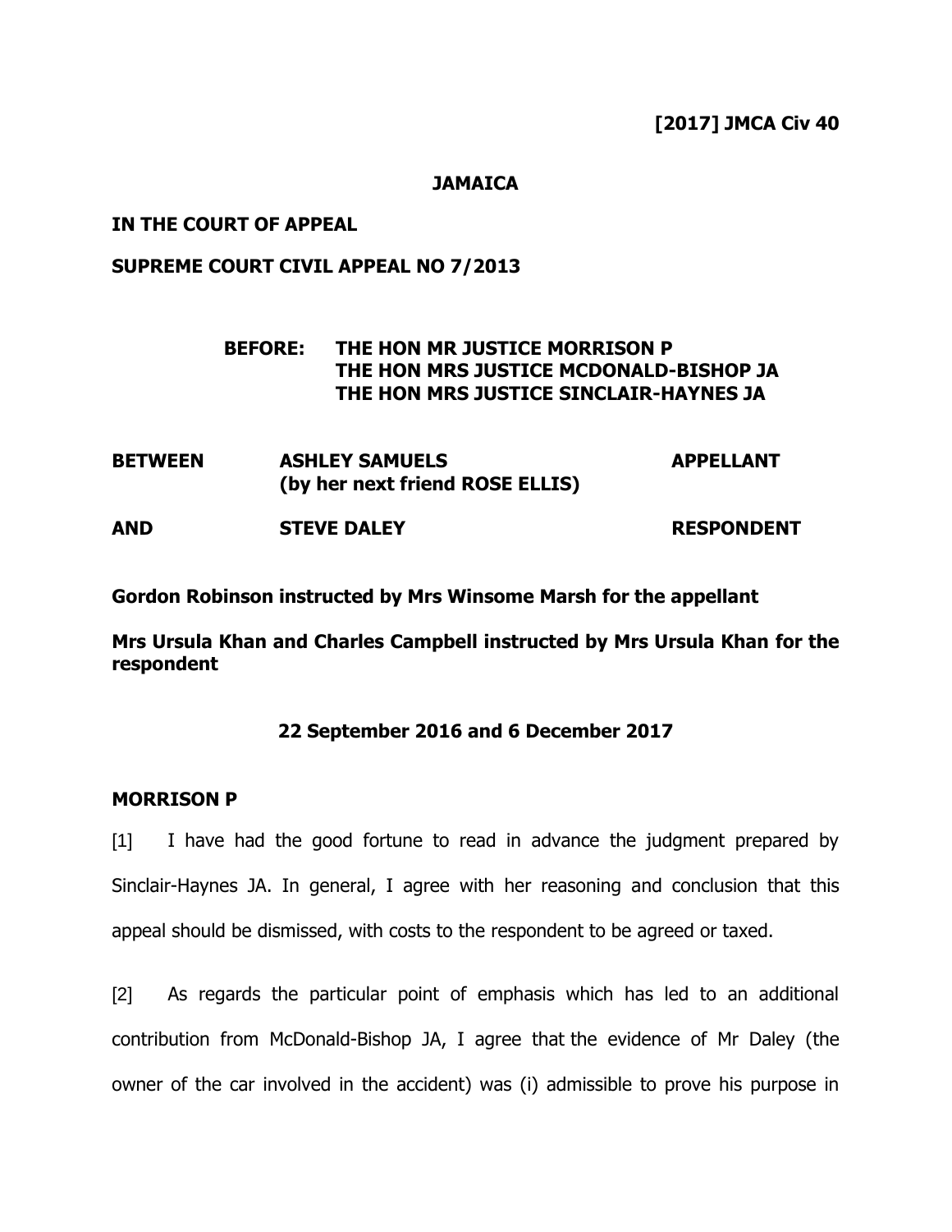**[2017] JMCA Civ 40**

**JAMAICA**

**IN THE COURT OF APPEAL**

**SUPREME COURT CIVIL APPEAL NO 7/2013**

**BEFORE: THE HON MR JUSTICE MORRISON P**
**THE HON MRS JUSTICE MCDONALD-BISHOP JA**
**THE HON MRS JUSTICE SINCLAIR-HAYNES JA**

| | | |
|---|---|---|
| **BETWEEN** | **ASHLEY SAMUELS (by her next friend ROSE ELLIS)** | **APPELLANT** |
| **AND** | **STEVE DALEY** | **RESPONDENT** |

**Gordon Robinson instructed by Mrs Winsome Marsh for the appellant**

**Mrs Ursula Khan and Charles Campbell instructed by Mrs Ursula Khan for the respondent**

**22 September 2016 and 6 December 2017**

**MORRISON P**

[1] I have had the good fortune to read in advance the judgment prepared by Sinclair-Haynes JA. In general, I agree with her reasoning and conclusion that this appeal should be dismissed, with costs to the respondent to be agreed or taxed.

[2] As regards the particular point of emphasis which has led to an additional contribution from McDonald-Bishop JA, I agree that the evidence of Mr Daley (the owner of the car involved in the accident) was (i) admissible to prove his purpose in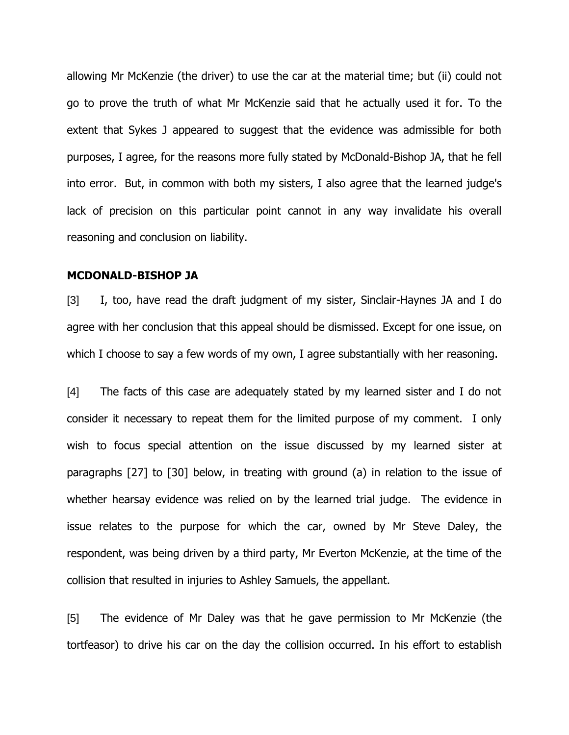allowing Mr McKenzie (the driver) to use the car at the material time; but (ii) could not go to prove the truth of what Mr McKenzie said that he actually used it for. To the extent that Sykes J appeared to suggest that the evidence was admissible for both purposes, I agree, for the reasons more fully stated by McDonald-Bishop JA, that he fell into error. But, in common with both my sisters, I also agree that the learned judge's lack of precision on this particular point cannot in any way invalidate his overall reasoning and conclusion on liability.

**MCDONALD-BISHOP JA**

[3] I, too, have read the draft judgment of my sister, Sinclair-Haynes JA and I do agree with her conclusion that this appeal should be dismissed. Except for one issue, on which I choose to say a few words of my own, I agree substantially with her reasoning.

[4] The facts of this case are adequately stated by my learned sister and I do not consider it necessary to repeat them for the limited purpose of my comment. I only wish to focus special attention on the issue discussed by my learned sister at paragraphs [27] to [30] below, in treating with ground (a) in relation to the issue of whether hearsay evidence was relied on by the learned trial judge. The evidence in issue relates to the purpose for which the car, owned by Mr Steve Daley, the respondent, was being driven by a third party, Mr Everton McKenzie, at the time of the collision that resulted in injuries to Ashley Samuels, the appellant.

[5] The evidence of Mr Daley was that he gave permission to Mr McKenzie (the tortfeasor) to drive his car on the day the collision occurred. In his effort to establish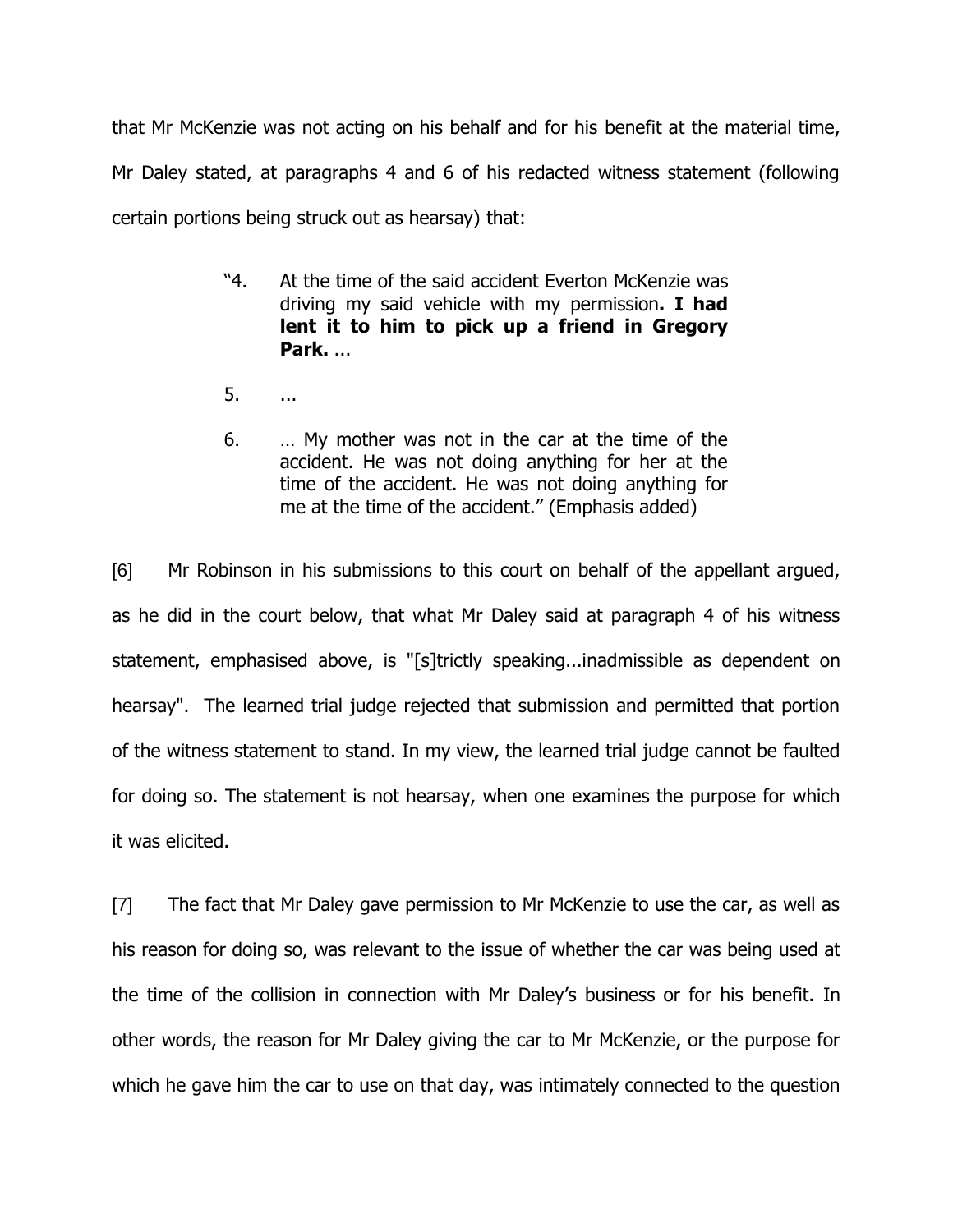that Mr McKenzie was not acting on his behalf and for his benefit at the material time, Mr Daley stated, at paragraphs 4 and 6 of his redacted witness statement (following certain portions being struck out as hearsay) that:

> "4. At the time of the said accident Everton McKenzie was driving my said vehicle with my permission**. I had lent it to him to pick up a friend in Gregory Park.** ...
>
> 5. ...
>
> 6. … My mother was not in the car at the time of the accident. He was not doing anything for her at the time of the accident. He was not doing anything for me at the time of the accident." (Emphasis added)

[6] Mr Robinson in his submissions to this court on behalf of the appellant argued, as he did in the court below, that what Mr Daley said at paragraph 4 of his witness statement, emphasised above, is "[s]trictly speaking...inadmissible as dependent on hearsay". The learned trial judge rejected that submission and permitted that portion of the witness statement to stand. In my view, the learned trial judge cannot be faulted for doing so. The statement is not hearsay, when one examines the purpose for which it was elicited.

[7] The fact that Mr Daley gave permission to Mr McKenzie to use the car, as well as his reason for doing so, was relevant to the issue of whether the car was being used at the time of the collision in connection with Mr Daley's business or for his benefit. In other words, the reason for Mr Daley giving the car to Mr McKenzie, or the purpose for which he gave him the car to use on that day, was intimately connected to the question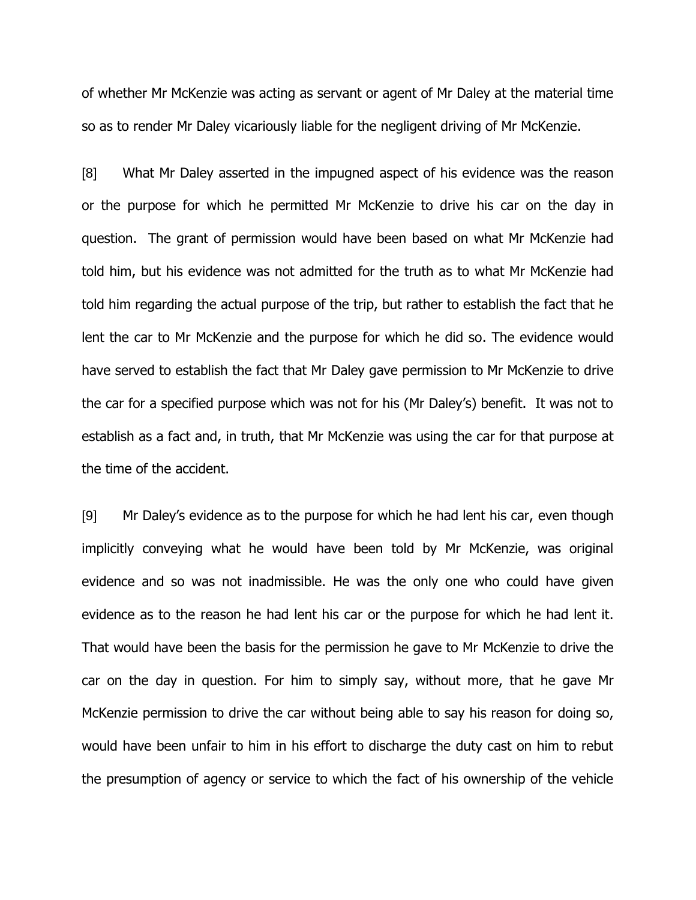of whether Mr McKenzie was acting as servant or agent of Mr Daley at the material time so as to render Mr Daley vicariously liable for the negligent driving of Mr McKenzie.

[8] What Mr Daley asserted in the impugned aspect of his evidence was the reason or the purpose for which he permitted Mr McKenzie to drive his car on the day in question. The grant of permission would have been based on what Mr McKenzie had told him, but his evidence was not admitted for the truth as to what Mr McKenzie had told him regarding the actual purpose of the trip, but rather to establish the fact that he lent the car to Mr McKenzie and the purpose for which he did so. The evidence would have served to establish the fact that Mr Daley gave permission to Mr McKenzie to drive the car for a specified purpose which was not for his (Mr Daley's) benefit. It was not to establish as a fact and, in truth, that Mr McKenzie was using the car for that purpose at the time of the accident.

[9] Mr Daley's evidence as to the purpose for which he had lent his car, even though implicitly conveying what he would have been told by Mr McKenzie, was original evidence and so was not inadmissible. He was the only one who could have given evidence as to the reason he had lent his car or the purpose for which he had lent it. That would have been the basis for the permission he gave to Mr McKenzie to drive the car on the day in question. For him to simply say, without more, that he gave Mr McKenzie permission to drive the car without being able to say his reason for doing so, would have been unfair to him in his effort to discharge the duty cast on him to rebut the presumption of agency or service to which the fact of his ownership of the vehicle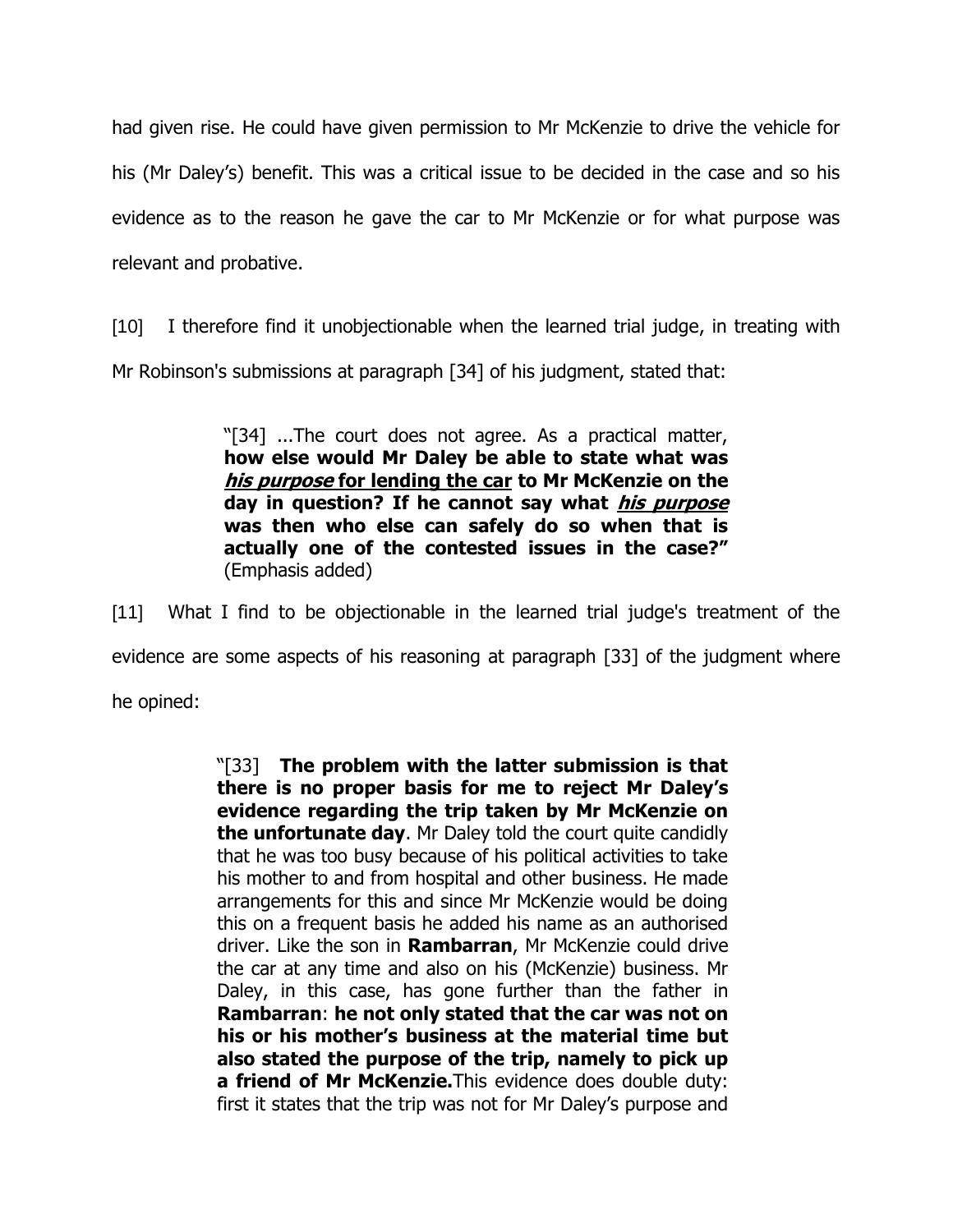had given rise. He could have given permission to Mr McKenzie to drive the vehicle for his (Mr Daley's) benefit. This was a critical issue to be decided in the case and so his evidence as to the reason he gave the car to Mr McKenzie or for what purpose was relevant and probative.

[10] I therefore find it unobjectionable when the learned trial judge, in treating with Mr Robinson's submissions at paragraph [34] of his judgment, stated that:

> "[34] ...The court does not agree. As a practical matter, **how else would Mr Daley be able to state what was <u>*his purpose*</u> <u>for lending the car</u> to Mr McKenzie on the day in question? If he cannot say what <u>*his purpose*</u> was then who else can safely do so when that is actually one of the contested issues in the case?"** (Emphasis added)

[11] What I find to be objectionable in the learned trial judge's treatment of the evidence are some aspects of his reasoning at paragraph [33] of the judgment where he opined:

> "[33] **The problem with the latter submission is that there is no proper basis for me to reject Mr Daley's evidence regarding the trip taken by Mr McKenzie on the unfortunate day**. Mr Daley told the court quite candidly that he was too busy because of his political activities to take his mother to and from hospital and other business. He made arrangements for this and since Mr McKenzie would be doing this on a frequent basis he added his name as an authorised driver. Like the son in **Rambarran**, Mr McKenzie could drive the car at any time and also on his (McKenzie) business. Mr Daley, in this case, has gone further than the father in **Rambarran**: **he not only stated that the car was not on his or his mother's business at the material time but also stated the purpose of the trip, namely to pick up a friend of Mr McKenzie.** This evidence does double duty: first it states that the trip was not for Mr Daley's purpose and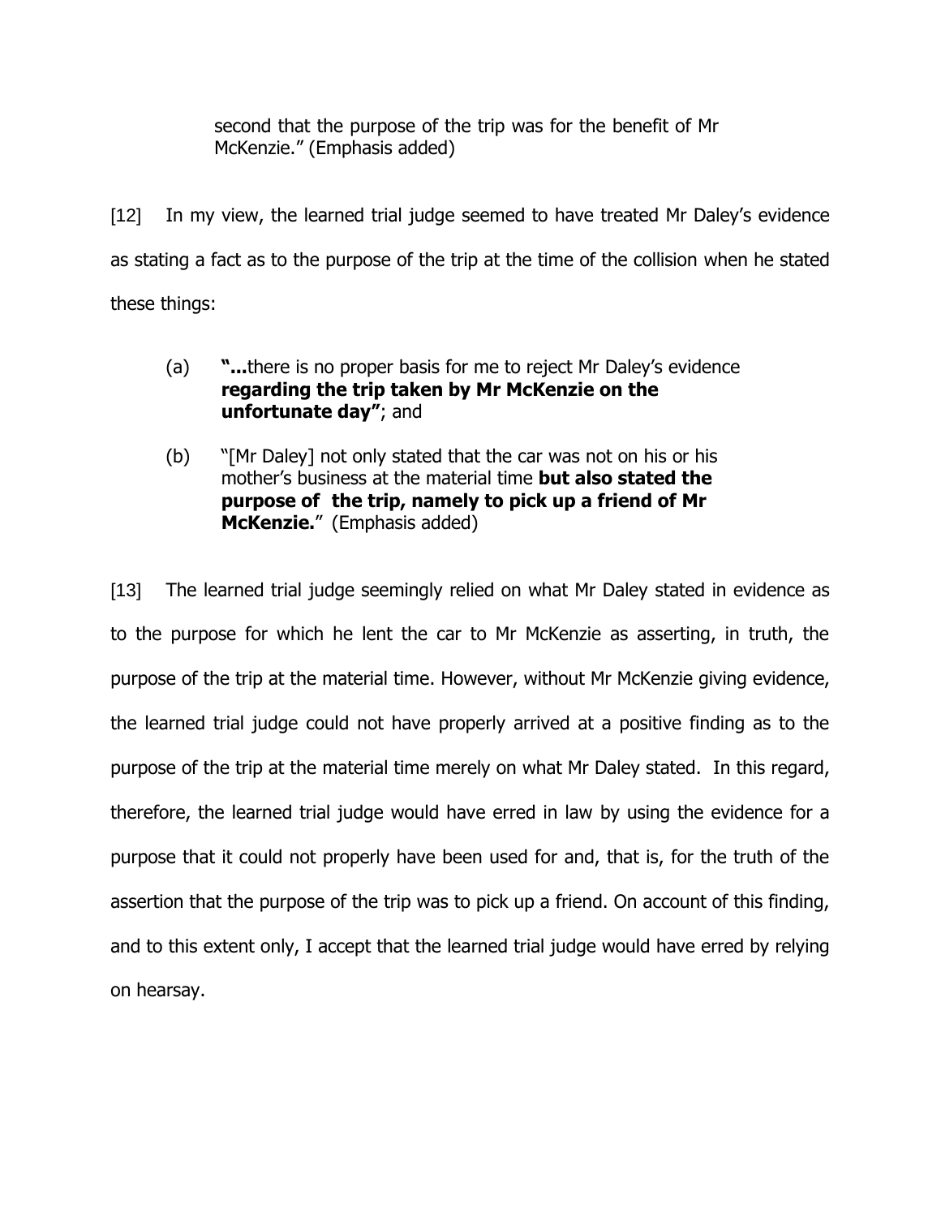> second that the purpose of the trip was for the benefit of Mr McKenzie." (Emphasis added)

[12] In my view, the learned trial judge seemed to have treated Mr Daley's evidence as stating a fact as to the purpose of the trip at the time of the collision when he stated these things:

> (a) **"...**there is no proper basis for me to reject Mr Daley's evidence **regarding the trip taken by Mr McKenzie on the unfortunate day"**; and
>
> (b) "[Mr Daley] not only stated that the car was not on his or his mother's business at the material time **but also stated the purpose of the trip, namely to pick up a friend of Mr McKenzie.**" (Emphasis added)

[13] The learned trial judge seemingly relied on what Mr Daley stated in evidence as to the purpose for which he lent the car to Mr McKenzie as asserting, in truth, the purpose of the trip at the material time. However, without Mr McKenzie giving evidence, the learned trial judge could not have properly arrived at a positive finding as to the purpose of the trip at the material time merely on what Mr Daley stated. In this regard, therefore, the learned trial judge would have erred in law by using the evidence for a purpose that it could not properly have been used for and, that is, for the truth of the assertion that the purpose of the trip was to pick up a friend. On account of this finding, and to this extent only, I accept that the learned trial judge would have erred by relying on hearsay.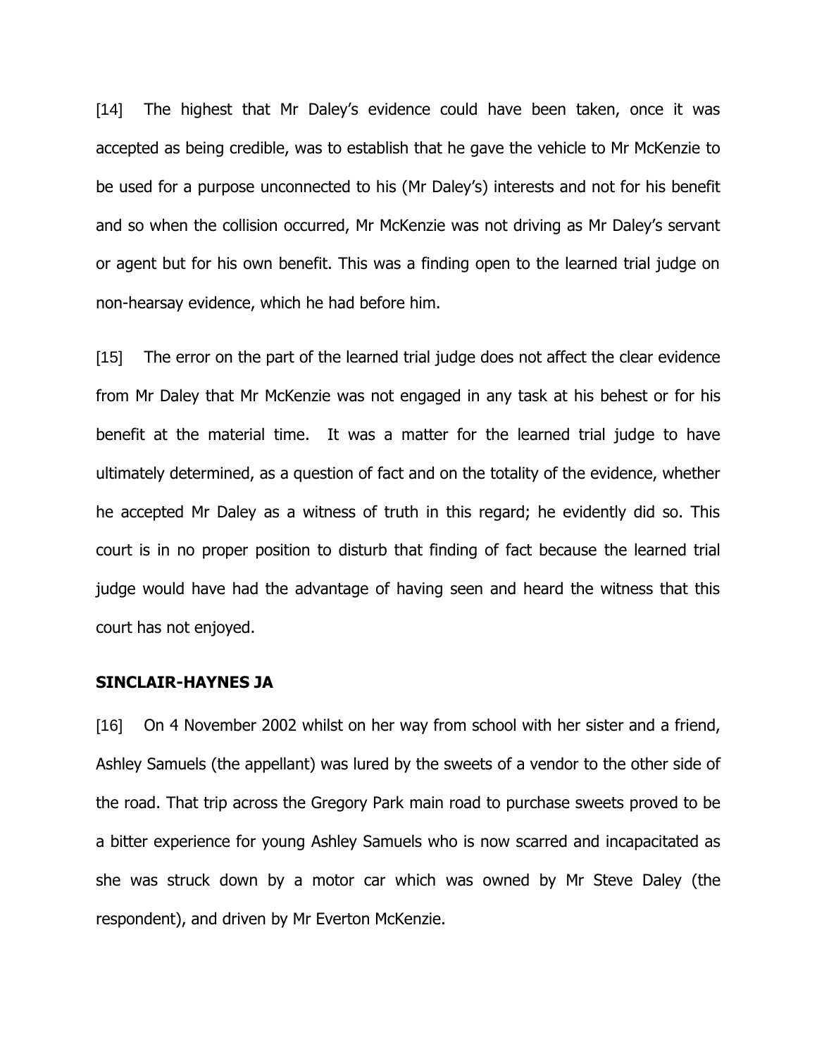[14] The highest that Mr Daley's evidence could have been taken, once it was accepted as being credible, was to establish that he gave the vehicle to Mr McKenzie to be used for a purpose unconnected to his (Mr Daley's) interests and not for his benefit and so when the collision occurred, Mr McKenzie was not driving as Mr Daley's servant or agent but for his own benefit. This was a finding open to the learned trial judge on non-hearsay evidence, which he had before him.

[15] The error on the part of the learned trial judge does not affect the clear evidence from Mr Daley that Mr McKenzie was not engaged in any task at his behest or for his benefit at the material time. It was a matter for the learned trial judge to have ultimately determined, as a question of fact and on the totality of the evidence, whether he accepted Mr Daley as a witness of truth in this regard; he evidently did so. This court is in no proper position to disturb that finding of fact because the learned trial judge would have had the advantage of having seen and heard the witness that this court has not enjoyed.

**SINCLAIR-HAYNES JA**

[16] On 4 November 2002 whilst on her way from school with her sister and a friend, Ashley Samuels (the appellant) was lured by the sweets of a vendor to the other side of the road. That trip across the Gregory Park main road to purchase sweets proved to be a bitter experience for young Ashley Samuels who is now scarred and incapacitated as she was struck down by a motor car which was owned by Mr Steve Daley (the respondent), and driven by Mr Everton McKenzie.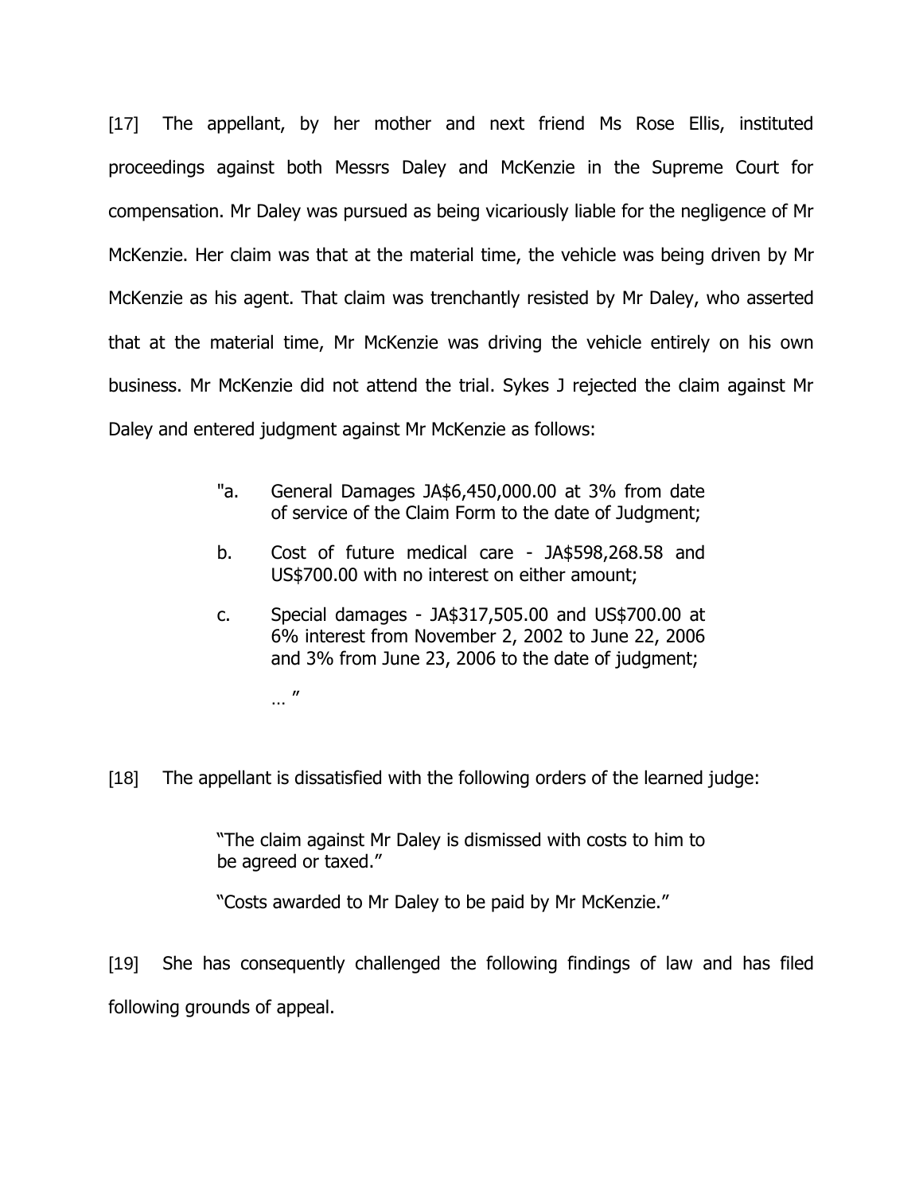[17] The appellant, by her mother and next friend Ms Rose Ellis, instituted proceedings against both Messrs Daley and McKenzie in the Supreme Court for compensation. Mr Daley was pursued as being vicariously liable for the negligence of Mr McKenzie. Her claim was that at the material time, the vehicle was being driven by Mr McKenzie as his agent. That claim was trenchantly resisted by Mr Daley, who asserted that at the material time, Mr McKenzie was driving the vehicle entirely on his own business. Mr McKenzie did not attend the trial. Sykes J rejected the claim against Mr Daley and entered judgment against Mr McKenzie as follows:

> "a. General Damages JA$6,450,000.00 at 3% from date of service of the Claim Form to the date of Judgment;
>
> b. Cost of future medical care - JA$598,268.58 and US$700.00 with no interest on either amount;
>
> c. Special damages - JA$317,505.00 and US$700.00 at 6% interest from November 2, 2002 to June 22, 2006 and 3% from June 23, 2006 to the date of judgment;
>
> … "

[18] The appellant is dissatisfied with the following orders of the learned judge:

> "The claim against Mr Daley is dismissed with costs to him to be agreed or taxed."
>
> "Costs awarded to Mr Daley to be paid by Mr McKenzie."

[19] She has consequently challenged the following findings of law and has filed following grounds of appeal.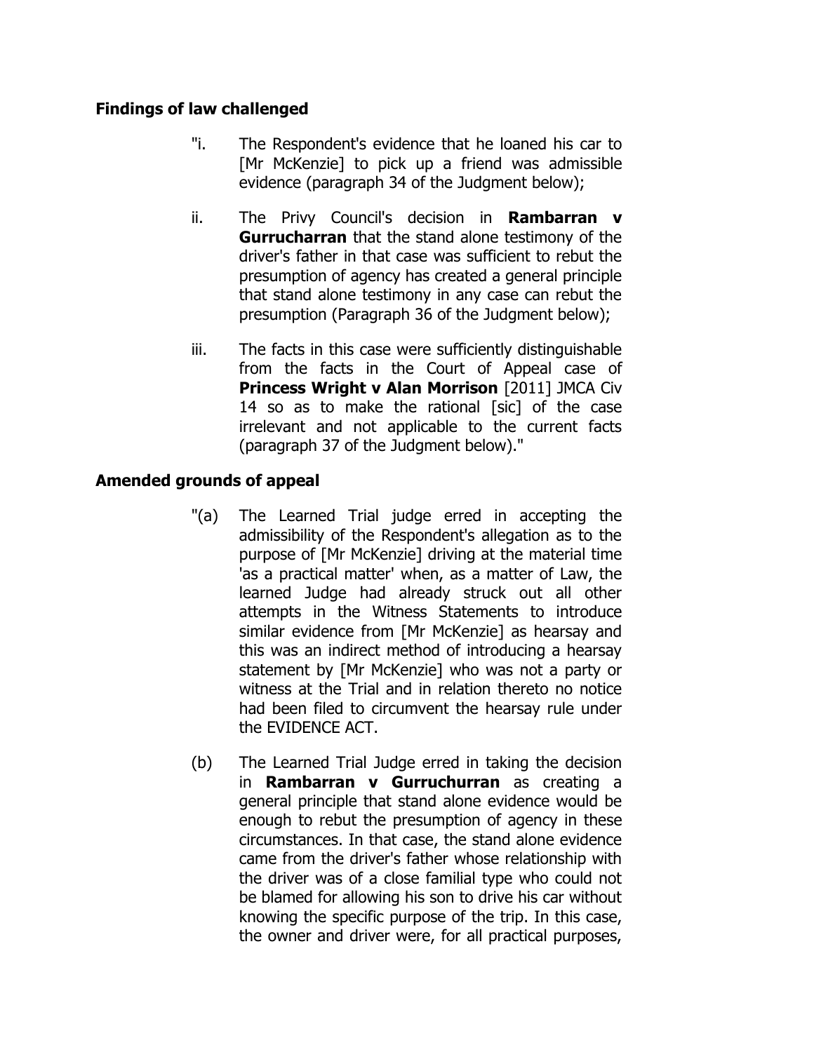**Findings of law challenged**

"i. The Respondent's evidence that he loaned his car to [Mr McKenzie] to pick up a friend was admissible evidence (paragraph 34 of the Judgment below);

ii. The Privy Council's decision in **Rambarran v Gurrucharran** that the stand alone testimony of the driver's father in that case was sufficient to rebut the presumption of agency has created a general principle that stand alone testimony in any case can rebut the presumption (Paragraph 36 of the Judgment below);

iii. The facts in this case were sufficiently distinguishable from the facts in the Court of Appeal case of **Princess Wright v Alan Morrison** [2011] JMCA Civ 14 so as to make the rational [sic] of the case irrelevant and not applicable to the current facts (paragraph 37 of the Judgment below)."

**Amended grounds of appeal**

"(a) The Learned Trial judge erred in accepting the admissibility of the Respondent's allegation as to the purpose of [Mr McKenzie] driving at the material time 'as a practical matter' when, as a matter of Law, the learned Judge had already struck out all other attempts in the Witness Statements to introduce similar evidence from [Mr McKenzie] as hearsay and this was an indirect method of introducing a hearsay statement by [Mr McKenzie] who was not a party or witness at the Trial and in relation thereto no notice had been filed to circumvent the hearsay rule under the EVIDENCE ACT.

(b) The Learned Trial Judge erred in taking the decision in **Rambarran v Gurruchurran** as creating a general principle that stand alone evidence would be enough to rebut the presumption of agency in these circumstances. In that case, the stand alone evidence came from the driver's father whose relationship with the driver was of a close familial type who could not be blamed for allowing his son to drive his car without knowing the specific purpose of the trip. In this case, the owner and driver were, for all practical purposes,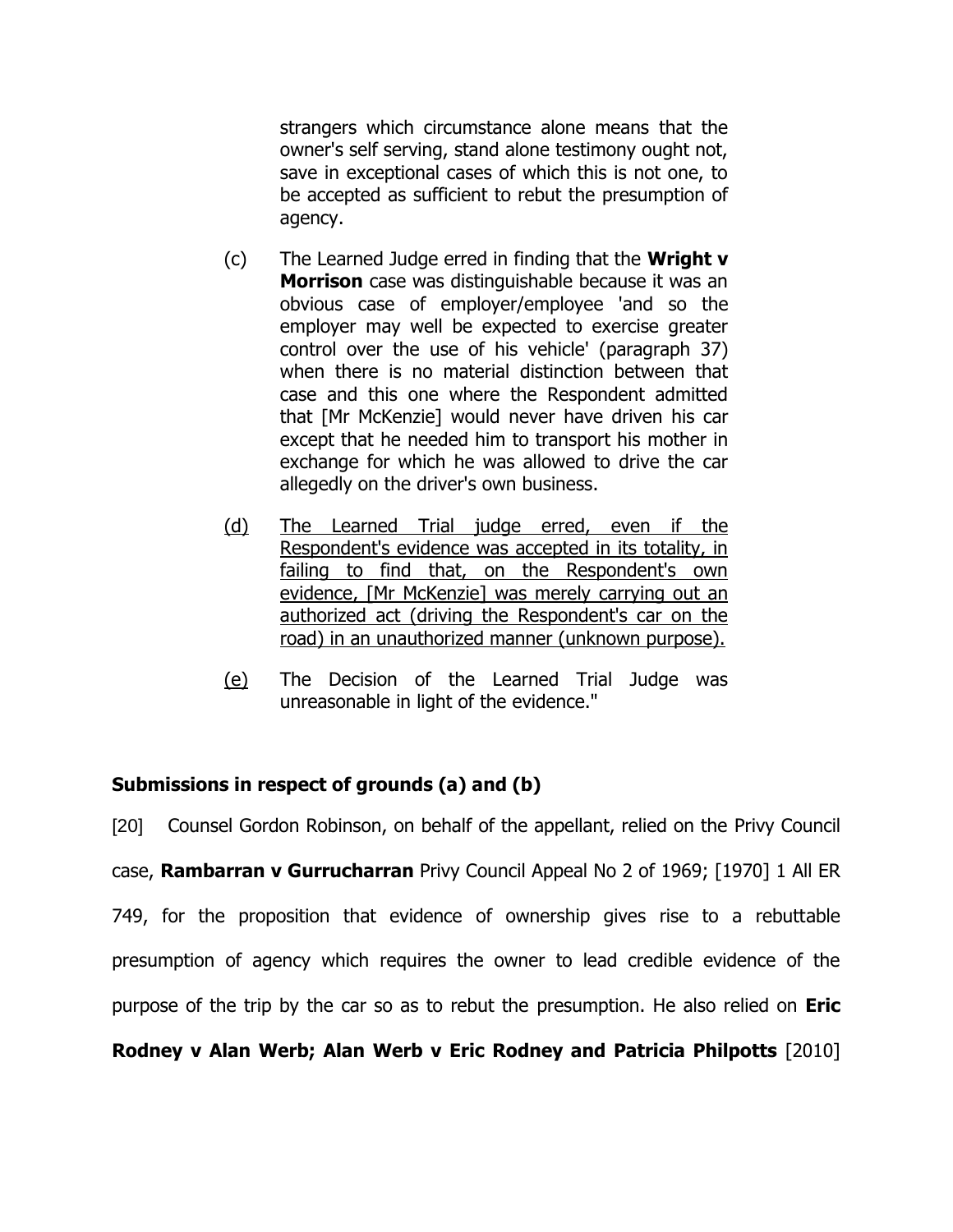strangers which circumstance alone means that the owner's self serving, stand alone testimony ought not, save in exceptional cases of which this is not one, to be accepted as sufficient to rebut the presumption of agency.

(c) The Learned Judge erred in finding that the **Wright v Morrison** case was distinguishable because it was an obvious case of employer/employee 'and so the employer may well be expected to exercise greater control over the use of his vehicle' (paragraph 37) when there is no material distinction between that case and this one where the Respondent admitted that [Mr McKenzie] would never have driven his car except that he needed him to transport his mother in exchange for which he was allowed to drive the car allegedly on the driver's own business.

<u>(d)</u> <u>The Learned Trial judge erred, even if the Respondent's evidence was accepted in its totality, in failing to find that, on the Respondent's own evidence, [Mr McKenzie] was merely carrying out an authorized act (driving the Respondent's car on the road) in an unauthorized manner (unknown purpose).</u>

<u>(e)</u> The Decision of the Learned Trial Judge was unreasonable in light of the evidence."

**Submissions in respect of grounds (a) and (b)**

[20] Counsel Gordon Robinson, on behalf of the appellant, relied on the Privy Council case, **Rambarran v Gurrucharran** Privy Council Appeal No 2 of 1969; [1970] 1 All ER 749, for the proposition that evidence of ownership gives rise to a rebuttable presumption of agency which requires the owner to lead credible evidence of the purpose of the trip by the car so as to rebut the presumption. He also relied on **Eric Rodney v Alan Werb; Alan Werb v Eric Rodney and Patricia Philpotts** [2010]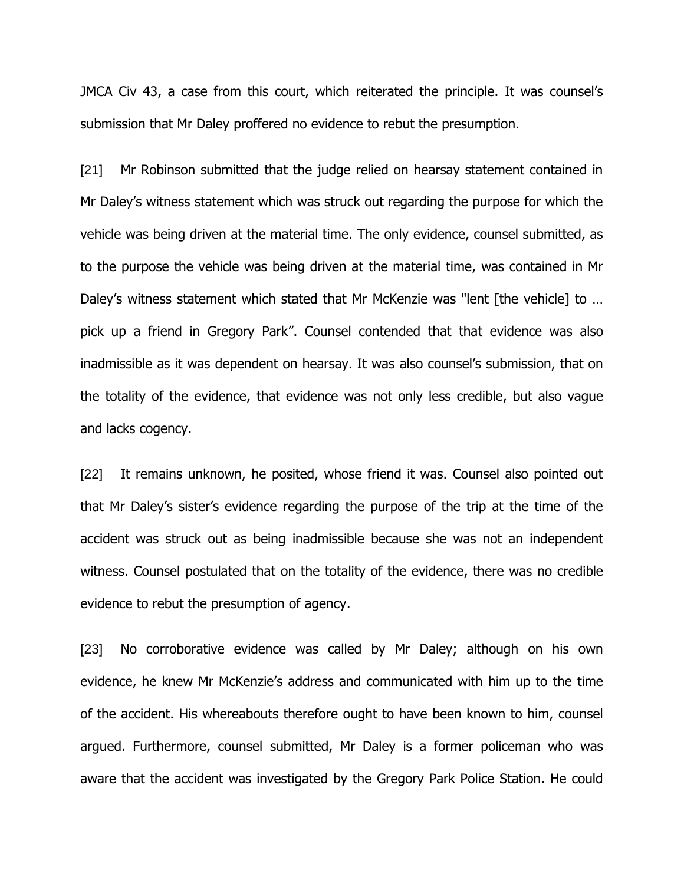JMCA Civ 43, a case from this court, which reiterated the principle. It was counsel's submission that Mr Daley proffered no evidence to rebut the presumption.

[21] Mr Robinson submitted that the judge relied on hearsay statement contained in Mr Daley's witness statement which was struck out regarding the purpose for which the vehicle was being driven at the material time. The only evidence, counsel submitted, as to the purpose the vehicle was being driven at the material time, was contained in Mr Daley's witness statement which stated that Mr McKenzie was "lent [the vehicle] to … pick up a friend in Gregory Park". Counsel contended that that evidence was also inadmissible as it was dependent on hearsay. It was also counsel's submission, that on the totality of the evidence, that evidence was not only less credible, but also vague and lacks cogency.

[22] It remains unknown, he posited, whose friend it was. Counsel also pointed out that Mr Daley's sister's evidence regarding the purpose of the trip at the time of the accident was struck out as being inadmissible because she was not an independent witness. Counsel postulated that on the totality of the evidence, there was no credible evidence to rebut the presumption of agency.

[23] No corroborative evidence was called by Mr Daley; although on his own evidence, he knew Mr McKenzie's address and communicated with him up to the time of the accident. His whereabouts therefore ought to have been known to him, counsel argued. Furthermore, counsel submitted, Mr Daley is a former policeman who was aware that the accident was investigated by the Gregory Park Police Station. He could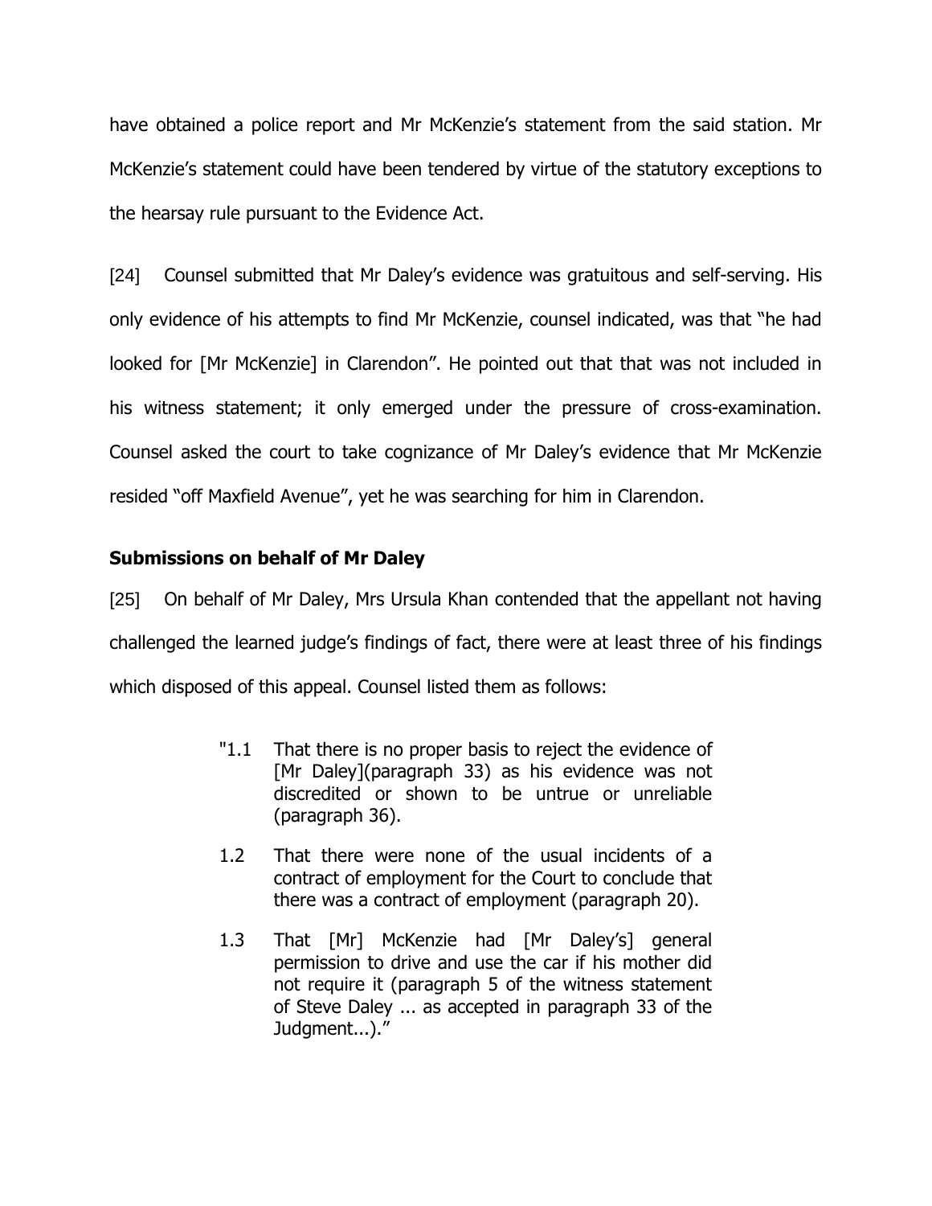have obtained a police report and Mr McKenzie's statement from the said station. Mr McKenzie's statement could have been tendered by virtue of the statutory exceptions to the hearsay rule pursuant to the Evidence Act.

[24] Counsel submitted that Mr Daley's evidence was gratuitous and self-serving. His only evidence of his attempts to find Mr McKenzie, counsel indicated, was that "he had looked for [Mr McKenzie] in Clarendon". He pointed out that that was not included in his witness statement; it only emerged under the pressure of cross-examination. Counsel asked the court to take cognizance of Mr Daley's evidence that Mr McKenzie resided "off Maxfield Avenue", yet he was searching for him in Clarendon.

### Submissions on behalf of Mr Daley

[25] On behalf of Mr Daley, Mrs Ursula Khan contended that the appellant not having challenged the learned judge's findings of fact, there were at least three of his findings which disposed of this appeal. Counsel listed them as follows:

> "1.1 That there is no proper basis to reject the evidence of [Mr Daley](paragraph 33) as his evidence was not discredited or shown to be untrue or unreliable (paragraph 36).
>
> 1.2 That there were none of the usual incidents of a contract of employment for the Court to conclude that there was a contract of employment (paragraph 20).
>
> 1.3 That [Mr] McKenzie had [Mr Daley's] general permission to drive and use the car if his mother did not require it (paragraph 5 of the witness statement of Steve Daley ... as accepted in paragraph 33 of the Judgment...)."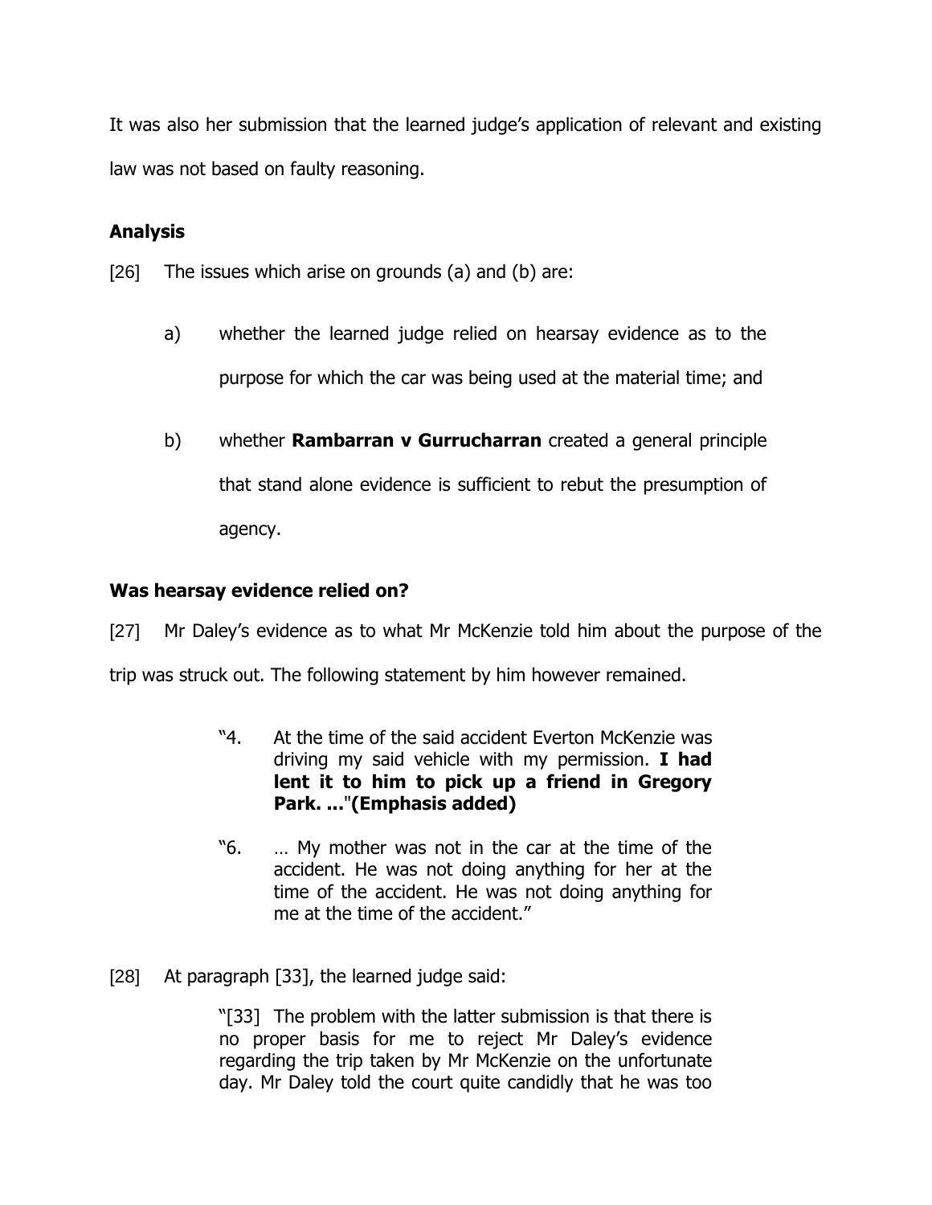It was also her submission that the learned judge's application of relevant and existing law was not based on faulty reasoning.

### Analysis

[26] The issues which arise on grounds (a) and (b) are:

> a) whether the learned judge relied on hearsay evidence as to the purpose for which the car was being used at the material time; and
>
> b) whether **Rambarran v Gurrucharran** created a general principle that stand alone evidence is sufficient to rebut the presumption of agency.

### Was hearsay evidence relied on?

[27] Mr Daley's evidence as to what Mr McKenzie told him about the purpose of the trip was struck out. The following statement by him however remained.

> "4. At the time of the said accident Everton McKenzie was driving my said vehicle with my permission. **I had lent it to him to pick up a friend in Gregory Park. ...**"**(Emphasis added)**
>
> "6. … My mother was not in the car at the time of the accident. He was not doing anything for her at the time of the accident. He was not doing anything for me at the time of the accident."

[28] At paragraph [33], the learned judge said:

> "[33] The problem with the latter submission is that there is no proper basis for me to reject Mr Daley's evidence regarding the trip taken by Mr McKenzie on the unfortunate day. Mr Daley told the court quite candidly that he was too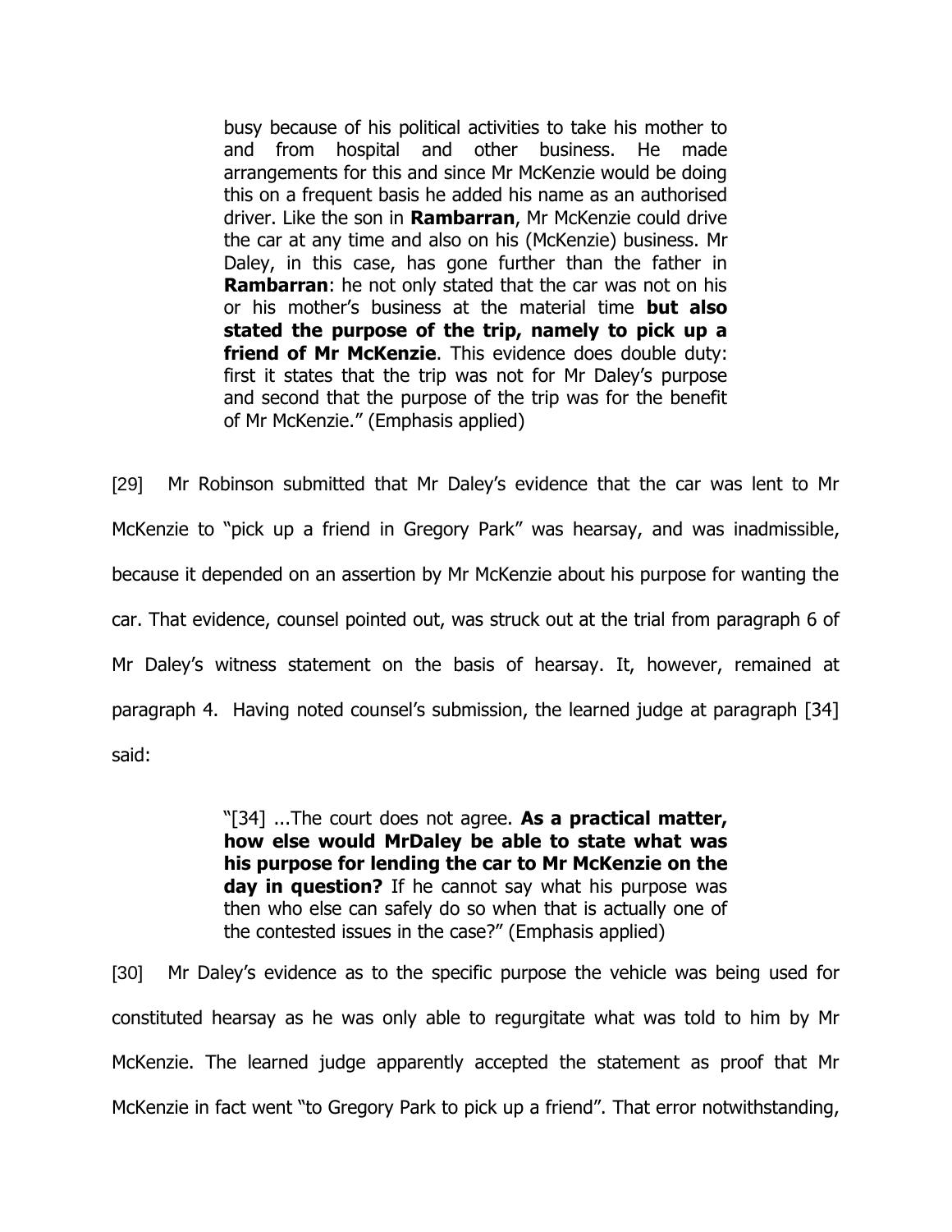> busy because of his political activities to take his mother to and from hospital and other business. He made arrangements for this and since Mr McKenzie would be doing this on a frequent basis he added his name as an authorised driver. Like the son in **Rambarran**, Mr McKenzie could drive the car at any time and also on his (McKenzie) business. Mr Daley, in this case, has gone further than the father in **Rambarran**: he not only stated that the car was not on his or his mother's business at the material time **but also stated the purpose of the trip, namely to pick up a friend of Mr McKenzie**. This evidence does double duty: first it states that the trip was not for Mr Daley's purpose and second that the purpose of the trip was for the benefit of Mr McKenzie." (Emphasis applied)

[29] Mr Robinson submitted that Mr Daley's evidence that the car was lent to Mr McKenzie to "pick up a friend in Gregory Park" was hearsay, and was inadmissible, because it depended on an assertion by Mr McKenzie about his purpose for wanting the car. That evidence, counsel pointed out, was struck out at the trial from paragraph 6 of Mr Daley's witness statement on the basis of hearsay. It, however, remained at paragraph 4. Having noted counsel's submission, the learned judge at paragraph [34] said:

> "[34] ...The court does not agree. **As a practical matter, how else would MrDaley be able to state what was his purpose for lending the car to Mr McKenzie on the day in question?** If he cannot say what his purpose was then who else can safely do so when that is actually one of the contested issues in the case?" (Emphasis applied)

[30] Mr Daley's evidence as to the specific purpose the vehicle was being used for constituted hearsay as he was only able to regurgitate what was told to him by Mr McKenzie. The learned judge apparently accepted the statement as proof that Mr McKenzie in fact went "to Gregory Park to pick up a friend". That error notwithstanding,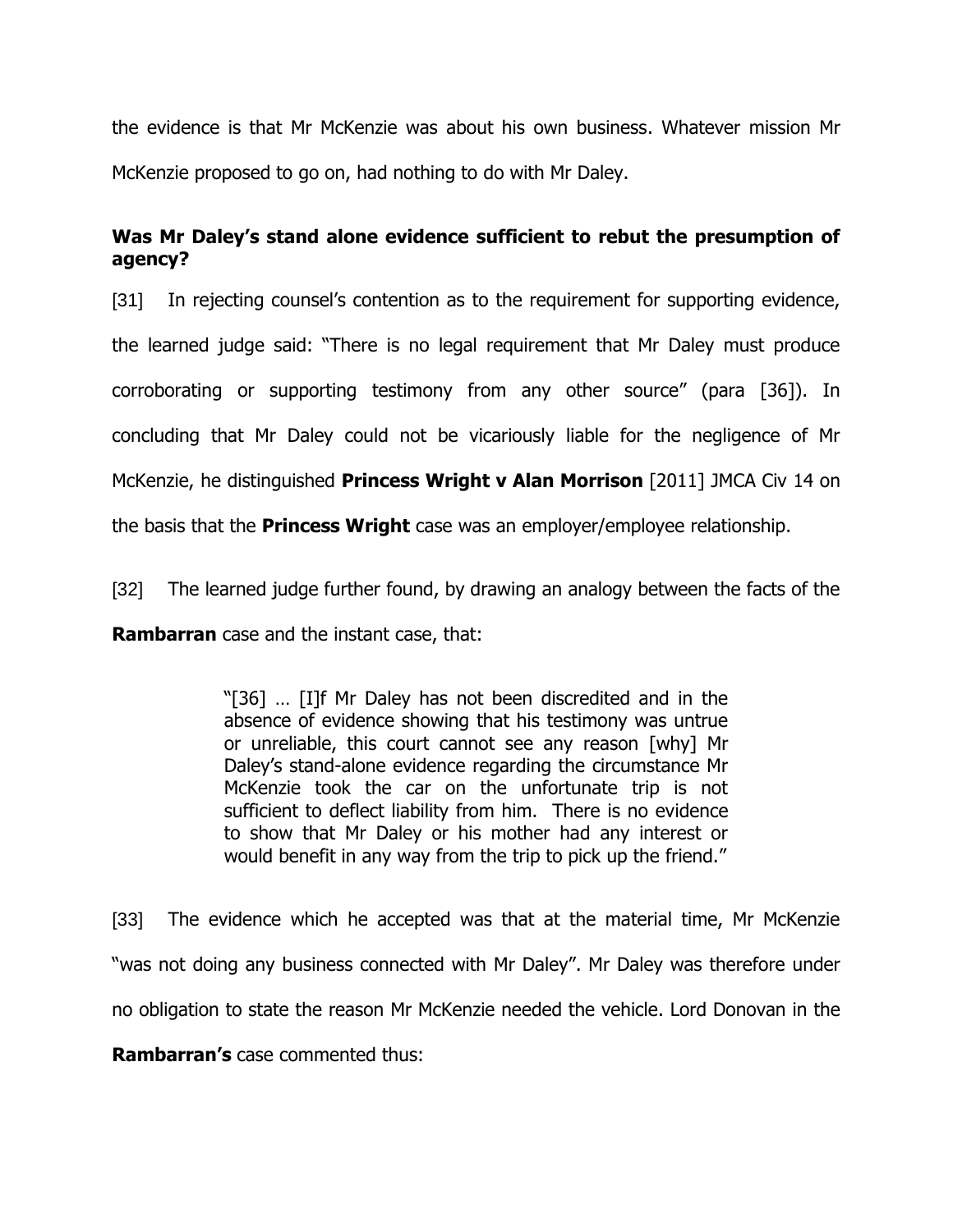the evidence is that Mr McKenzie was about his own business. Whatever mission Mr McKenzie proposed to go on, had nothing to do with Mr Daley.

**Was Mr Daley's stand alone evidence sufficient to rebut the presumption of agency?**

[31] In rejecting counsel's contention as to the requirement for supporting evidence, the learned judge said: "There is no legal requirement that Mr Daley must produce corroborating or supporting testimony from any other source" (para [36]). In concluding that Mr Daley could not be vicariously liable for the negligence of Mr McKenzie, he distinguished **Princess Wright v Alan Morrison** [2011] JMCA Civ 14 on the basis that the **Princess Wright** case was an employer/employee relationship.

[32] The learned judge further found, by drawing an analogy between the facts of the **Rambarran** case and the instant case, that:

> "[36] … [I]f Mr Daley has not been discredited and in the absence of evidence showing that his testimony was untrue or unreliable, this court cannot see any reason [why] Mr Daley's stand-alone evidence regarding the circumstance Mr McKenzie took the car on the unfortunate trip is not sufficient to deflect liability from him. There is no evidence to show that Mr Daley or his mother had any interest or would benefit in any way from the trip to pick up the friend."

[33] The evidence which he accepted was that at the material time, Mr McKenzie "was not doing any business connected with Mr Daley". Mr Daley was therefore under no obligation to state the reason Mr McKenzie needed the vehicle. Lord Donovan in the **Rambarran's** case commented thus: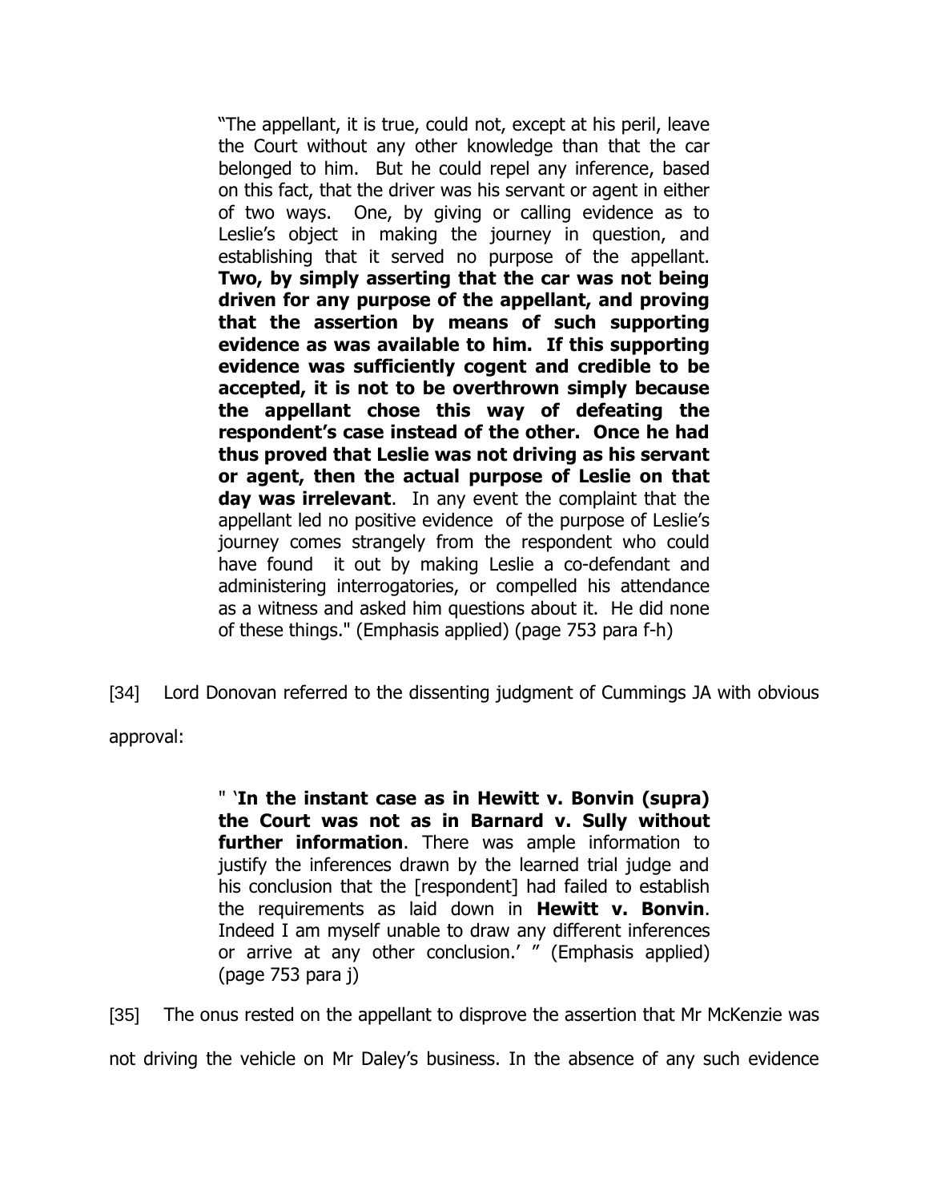> "The appellant, it is true, could not, except at his peril, leave the Court without any other knowledge than that the car belonged to him. But he could repel any inference, based on this fact, that the driver was his servant or agent in either of two ways. One, by giving or calling evidence as to Leslie's object in making the journey in question, and establishing that it served no purpose of the appellant. **Two, by simply asserting that the car was not being driven for any purpose of the appellant, and proving that the assertion by means of such supporting evidence as was available to him. If this supporting evidence was sufficiently cogent and credible to be accepted, it is not to be overthrown simply because the appellant chose this way of defeating the respondent's case instead of the other. Once he had thus proved that Leslie was not driving as his servant or agent, then the actual purpose of Leslie on that day was irrelevant**. In any event the complaint that the appellant led no positive evidence of the purpose of Leslie's journey comes strangely from the respondent who could have found it out by making Leslie a co-defendant and administering interrogatories, or compelled his attendance as a witness and asked him questions about it. He did none of these things." (Emphasis applied) (page 753 para f-h)

[34] Lord Donovan referred to the dissenting judgment of Cummings JA with obvious approval:

> " '**In the instant case as in Hewitt v. Bonvin (supra) the Court was not as in Barnard v. Sully without further information**. There was ample information to justify the inferences drawn by the learned trial judge and his conclusion that the [respondent] had failed to establish the requirements as laid down in **Hewitt v. Bonvin**. Indeed I am myself unable to draw any different inferences or arrive at any other conclusion.' " (Emphasis applied) (page 753 para j)

[35] The onus rested on the appellant to disprove the assertion that Mr McKenzie was not driving the vehicle on Mr Daley's business. In the absence of any such evidence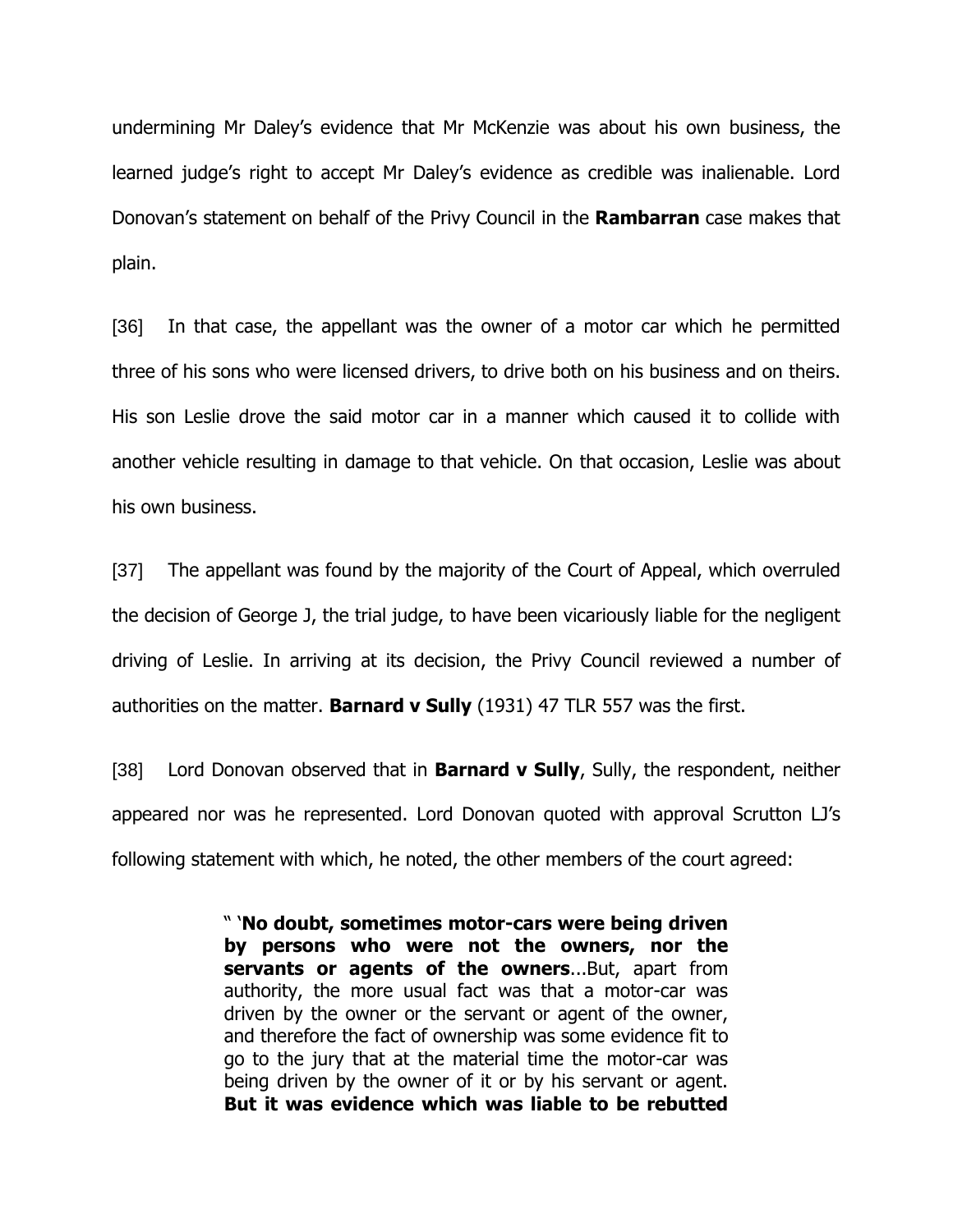undermining Mr Daley's evidence that Mr McKenzie was about his own business, the learned judge's right to accept Mr Daley's evidence as credible was inalienable. Lord Donovan's statement on behalf of the Privy Council in the **Rambarran** case makes that plain.

[36] In that case, the appellant was the owner of a motor car which he permitted three of his sons who were licensed drivers, to drive both on his business and on theirs. His son Leslie drove the said motor car in a manner which caused it to collide with another vehicle resulting in damage to that vehicle. On that occasion, Leslie was about his own business.

[37] The appellant was found by the majority of the Court of Appeal, which overruled the decision of George J, the trial judge, to have been vicariously liable for the negligent driving of Leslie. In arriving at its decision, the Privy Council reviewed a number of authorities on the matter. **Barnard v Sully** (1931) 47 TLR 557 was the first.

[38] Lord Donovan observed that in **Barnard v Sully**, Sully, the respondent, neither appeared nor was he represented. Lord Donovan quoted with approval Scrutton LJ's following statement with which, he noted, the other members of the court agreed:

> " '**No doubt, sometimes motor-cars were being driven by persons who were not the owners, nor the servants or agents of the owners**...But, apart from authority, the more usual fact was that a motor-car was driven by the owner or the servant or agent of the owner, and therefore the fact of ownership was some evidence fit to go to the jury that at the material time the motor-car was being driven by the owner of it or by his servant or agent. **But it was evidence which was liable to be rebutted**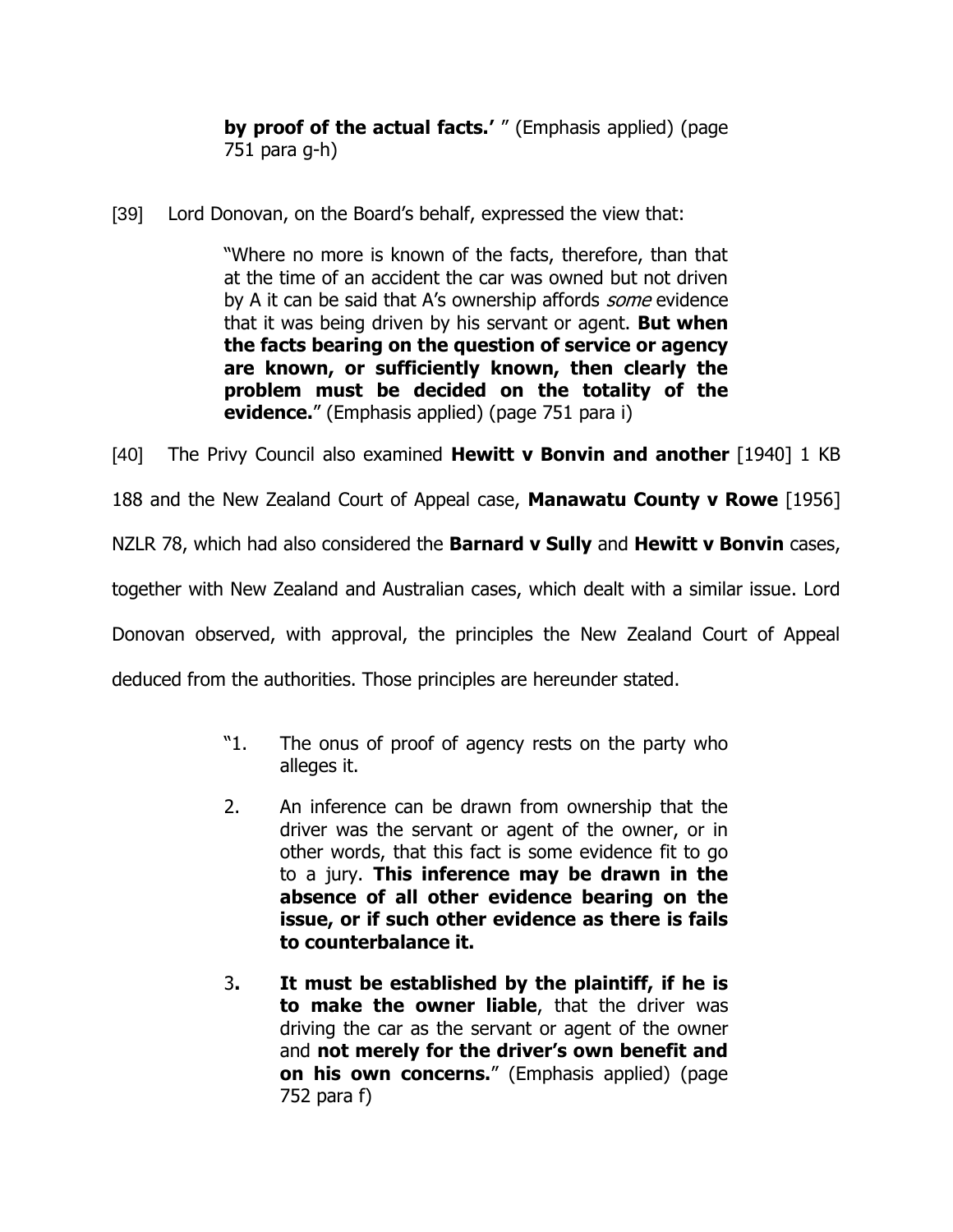> **by proof of the actual facts.'** " (Emphasis applied) (page 751 para g-h)

[39] Lord Donovan, on the Board's behalf, expressed the view that:

> "Where no more is known of the facts, therefore, than that at the time of an accident the car was owned but not driven by A it can be said that A's ownership affords *some* evidence that it was being driven by his servant or agent. **But when the facts bearing on the question of service or agency are known, or sufficiently known, then clearly the problem must be decided on the totality of the evidence.**" (Emphasis applied) (page 751 para i)

[40] The Privy Council also examined **Hewitt v Bonvin and another** [1940] 1 KB 188 and the New Zealand Court of Appeal case, **Manawatu County v Rowe** [1956] NZLR 78, which had also considered the **Barnard v Sully** and **Hewitt v Bonvin** cases, together with New Zealand and Australian cases, which dealt with a similar issue. Lord Donovan observed, with approval, the principles the New Zealand Court of Appeal deduced from the authorities. Those principles are hereunder stated.

> "1. The onus of proof of agency rests on the party who alleges it.
>
> 2. An inference can be drawn from ownership that the driver was the servant or agent of the owner, or in other words, that this fact is some evidence fit to go to a jury. **This inference may be drawn in the absence of all other evidence bearing on the issue, or if such other evidence as there is fails to counterbalance it.**
>
> 3. **It must be established by the plaintiff, if he is to make the owner liable**, that the driver was driving the car as the servant or agent of the owner and **not merely for the driver's own benefit and on his own concerns.**" (Emphasis applied) (page 752 para f)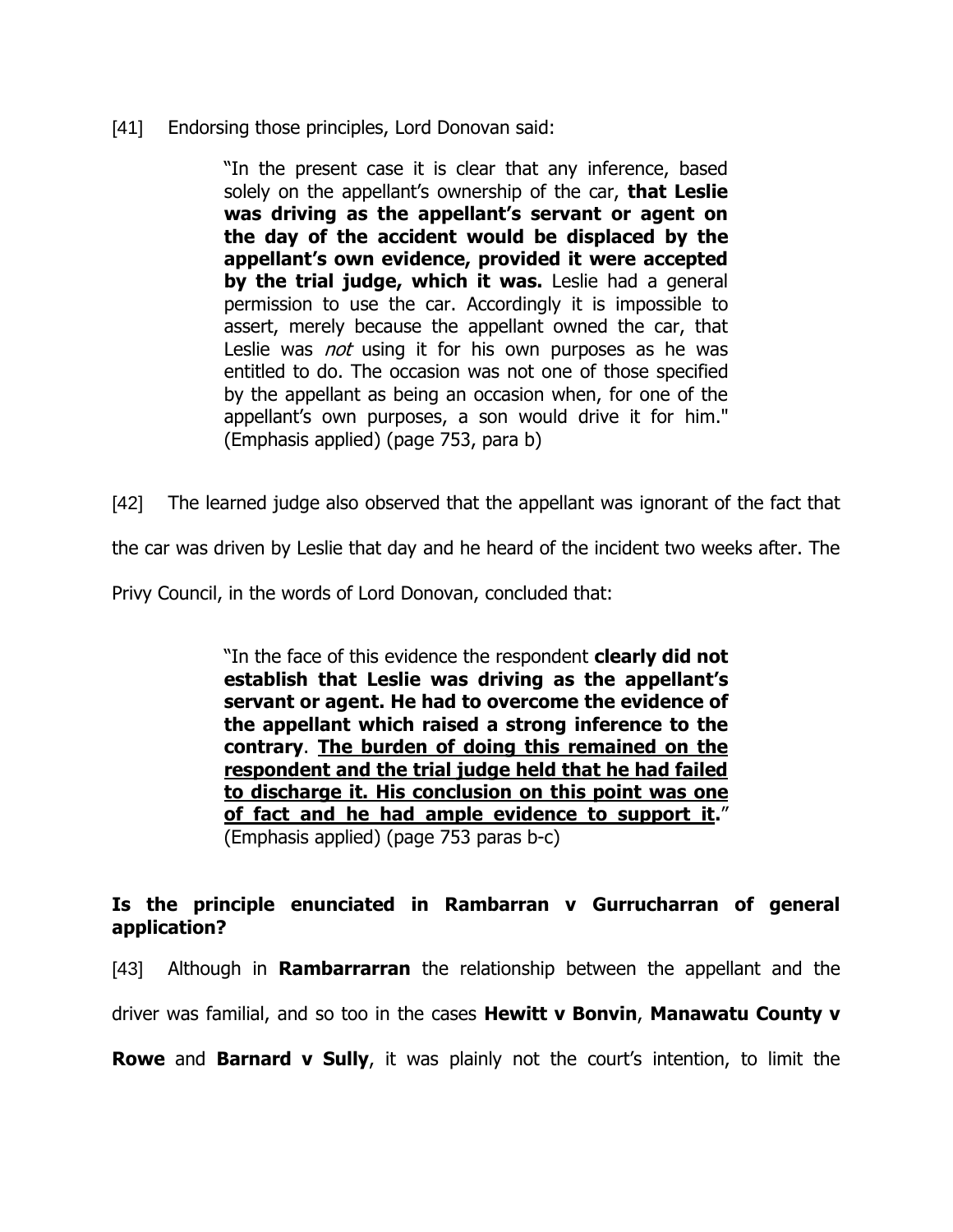[41] Endorsing those principles, Lord Donovan said:

> "In the present case it is clear that any inference, based solely on the appellant's ownership of the car, **that Leslie was driving as the appellant's servant or agent on the day of the accident would be displaced by the appellant's own evidence, provided it were accepted by the trial judge, which it was.** Leslie had a general permission to use the car. Accordingly it is impossible to assert, merely because the appellant owned the car, that Leslie was *not* using it for his own purposes as he was entitled to do. The occasion was not one of those specified by the appellant as being an occasion when, for one of the appellant's own purposes, a son would drive it for him." (Emphasis applied) (page 753, para b)

[42] The learned judge also observed that the appellant was ignorant of the fact that the car was driven by Leslie that day and he heard of the incident two weeks after. The Privy Council, in the words of Lord Donovan, concluded that:

> "In the face of this evidence the respondent **clearly did not establish that Leslie was driving as the appellant's servant or agent. He had to overcome the evidence of the appellant which raised a strong inference to the contrary**. <u>**The burden of doing this remained on the respondent and the trial judge held that he had failed to discharge it. His conclusion on this point was one of fact and he had ample evidence to support it**</u>**.**" (Emphasis applied) (page 753 paras b-c)

**Is the principle enunciated in Rambarran v Gurrucharran of general application?**

[43] Although in **Rambarrarran** the relationship between the appellant and the driver was familial, and so too in the cases **Hewitt v Bonvin**, **Manawatu County v Rowe** and **Barnard v Sully**, it was plainly not the court's intention, to limit the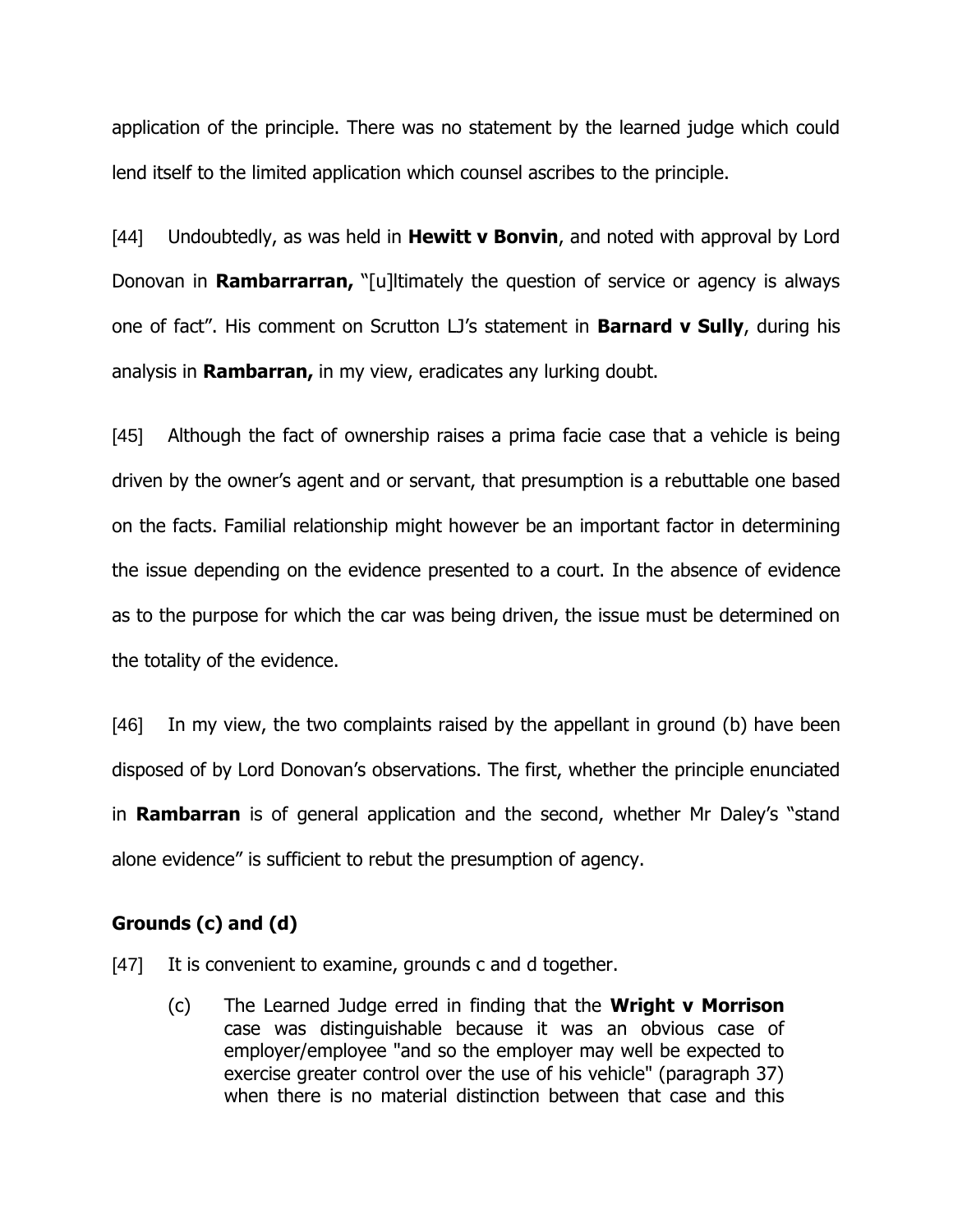application of the principle. There was no statement by the learned judge which could lend itself to the limited application which counsel ascribes to the principle.

[44] Undoubtedly, as was held in **Hewitt v Bonvin**, and noted with approval by Lord Donovan in **Rambarrarran,** "[u]ltimately the question of service or agency is always one of fact". His comment on Scrutton LJ's statement in **Barnard v Sully**, during his analysis in **Rambarran,** in my view, eradicates any lurking doubt.

[45] Although the fact of ownership raises a prima facie case that a vehicle is being driven by the owner's agent and or servant, that presumption is a rebuttable one based on the facts. Familial relationship might however be an important factor in determining the issue depending on the evidence presented to a court. In the absence of evidence as to the purpose for which the car was being driven, the issue must be determined on the totality of the evidence.

[46] In my view, the two complaints raised by the appellant in ground (b) have been disposed of by Lord Donovan's observations. The first, whether the principle enunciated in **Rambarran** is of general application and the second, whether Mr Daley's "stand alone evidence" is sufficient to rebut the presumption of agency.

### Grounds (c) and (d)

[47] It is convenient to examine, grounds c and d together.

> (c) The Learned Judge erred in finding that the **Wright v Morrison** case was distinguishable because it was an obvious case of employer/employee "and so the employer may well be expected to exercise greater control over the use of his vehicle" (paragraph 37) when there is no material distinction between that case and this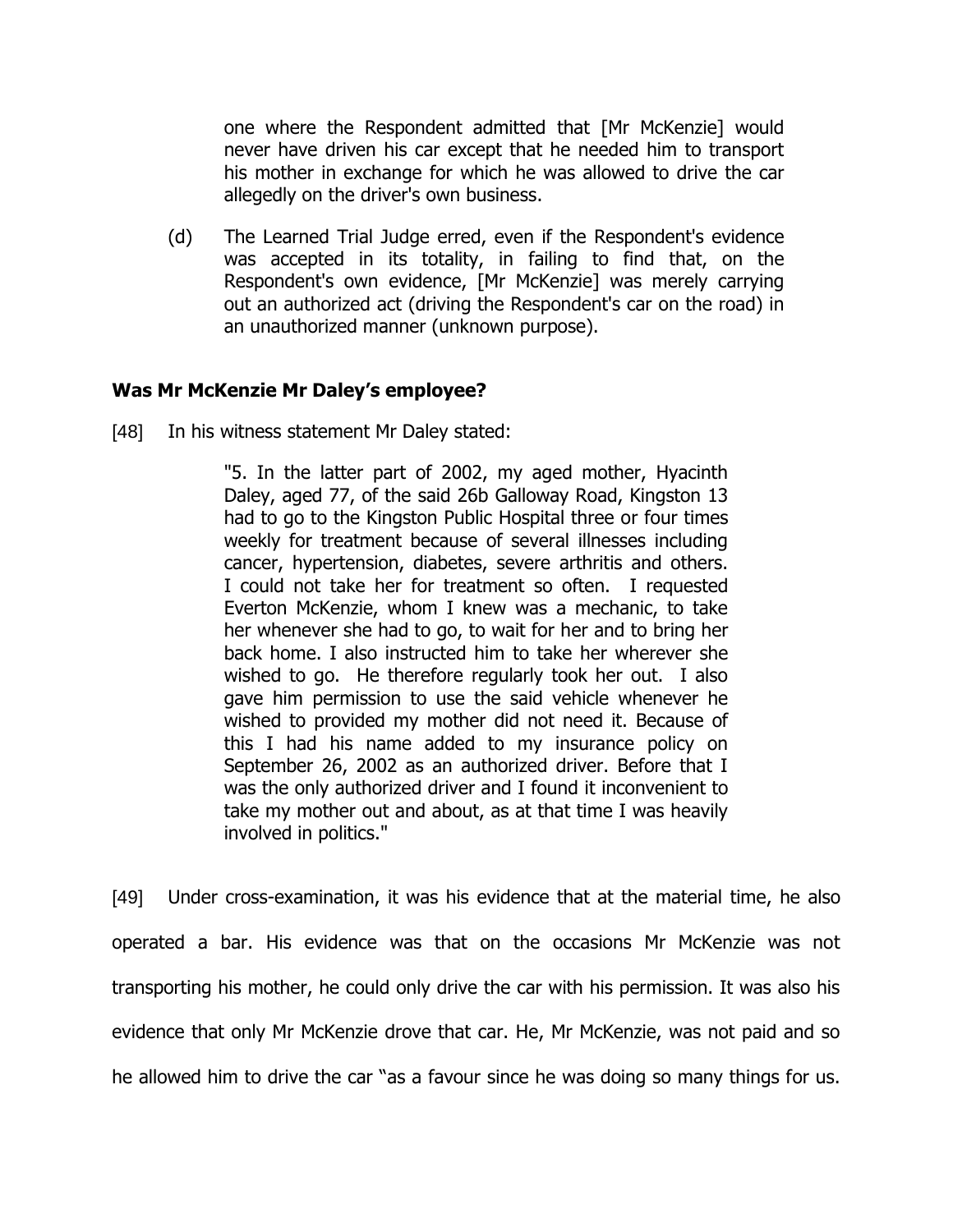one where the Respondent admitted that [Mr McKenzie] would never have driven his car except that he needed him to transport his mother in exchange for which he was allowed to drive the car allegedly on the driver's own business.

(d) The Learned Trial Judge erred, even if the Respondent's evidence was accepted in its totality, in failing to find that, on the Respondent's own evidence, [Mr McKenzie] was merely carrying out an authorized act (driving the Respondent's car on the road) in an unauthorized manner (unknown purpose).

**Was Mr McKenzie Mr Daley's employee?**

[48] In his witness statement Mr Daley stated:

> "5. In the latter part of 2002, my aged mother, Hyacinth Daley, aged 77, of the said 26b Galloway Road, Kingston 13 had to go to the Kingston Public Hospital three or four times weekly for treatment because of several illnesses including cancer, hypertension, diabetes, severe arthritis and others. I could not take her for treatment so often. I requested Everton McKenzie, whom I knew was a mechanic, to take her whenever she had to go, to wait for her and to bring her back home. I also instructed him to take her wherever she wished to go. He therefore regularly took her out. I also gave him permission to use the said vehicle whenever he wished to provided my mother did not need it. Because of this I had his name added to my insurance policy on September 26, 2002 as an authorized driver. Before that I was the only authorized driver and I found it inconvenient to take my mother out and about, as at that time I was heavily involved in politics."

[49] Under cross-examination, it was his evidence that at the material time, he also operated a bar. His evidence was that on the occasions Mr McKenzie was not transporting his mother, he could only drive the car with his permission. It was also his evidence that only Mr McKenzie drove that car. He, Mr McKenzie, was not paid and so he allowed him to drive the car "as a favour since he was doing so many things for us.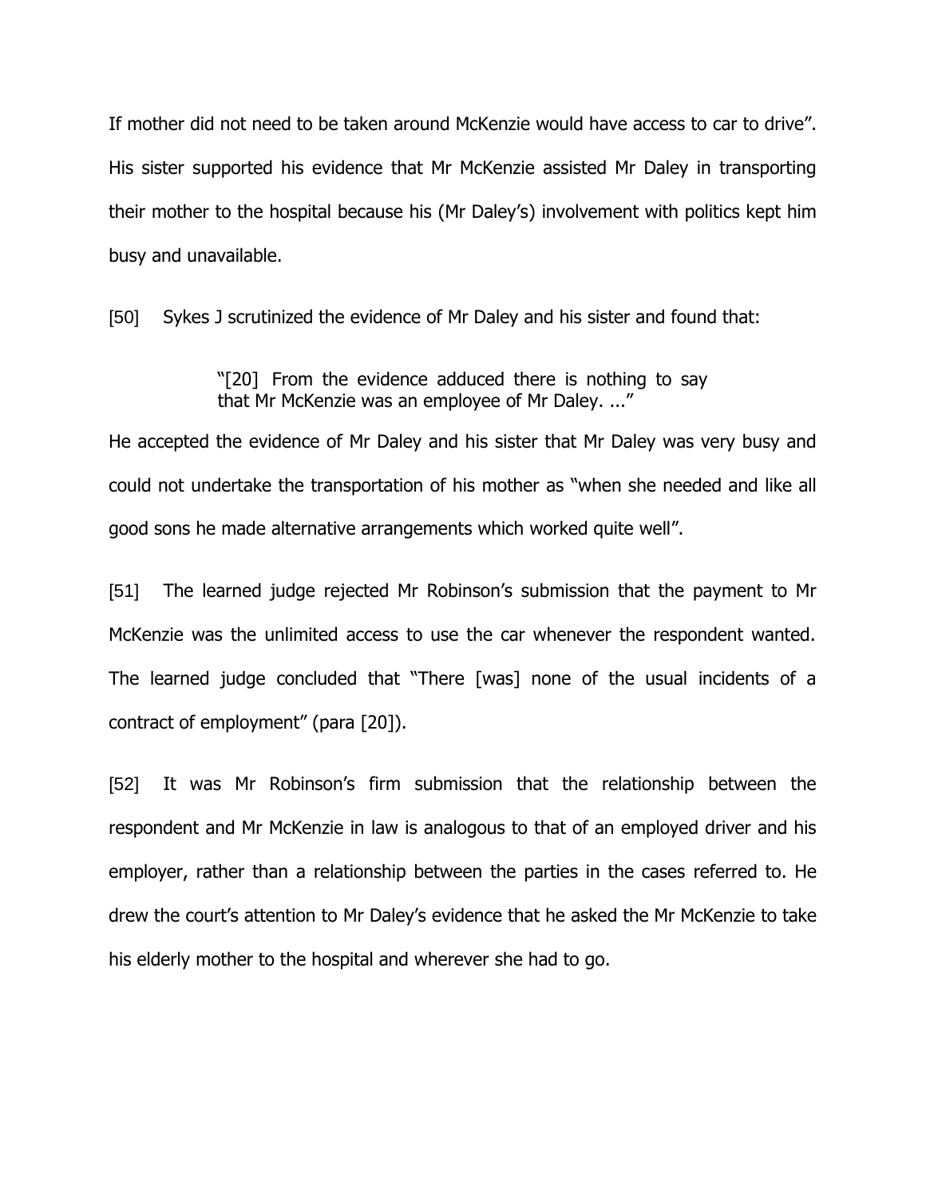If mother did not need to be taken around McKenzie would have access to car to drive". His sister supported his evidence that Mr McKenzie assisted Mr Daley in transporting their mother to the hospital because his (Mr Daley's) involvement with politics kept him busy and unavailable.

[50] Sykes J scrutinized the evidence of Mr Daley and his sister and found that:

> "[20] From the evidence adduced there is nothing to say that Mr McKenzie was an employee of Mr Daley. ..."

He accepted the evidence of Mr Daley and his sister that Mr Daley was very busy and could not undertake the transportation of his mother as "when she needed and like all good sons he made alternative arrangements which worked quite well".

[51] The learned judge rejected Mr Robinson's submission that the payment to Mr McKenzie was the unlimited access to use the car whenever the respondent wanted. The learned judge concluded that "There [was] none of the usual incidents of a contract of employment" (para [20]).

[52] It was Mr Robinson's firm submission that the relationship between the respondent and Mr McKenzie in law is analogous to that of an employed driver and his employer, rather than a relationship between the parties in the cases referred to. He drew the court's attention to Mr Daley's evidence that he asked the Mr McKenzie to take his elderly mother to the hospital and wherever she had to go.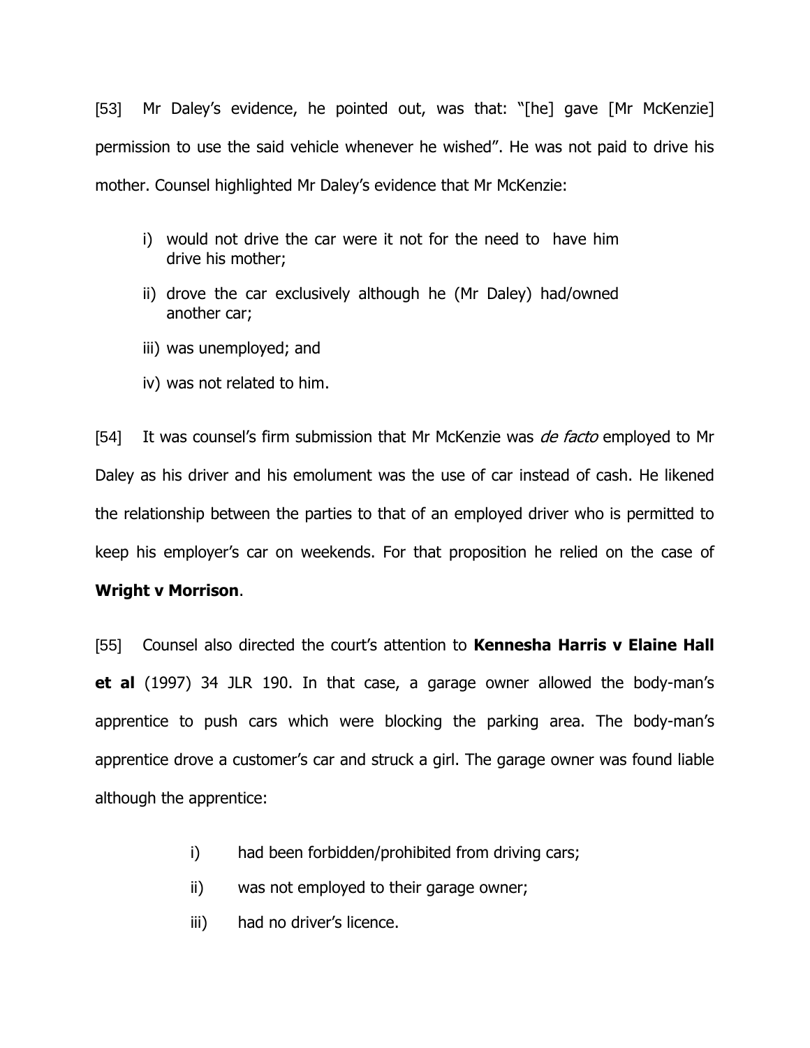[53] Mr Daley's evidence, he pointed out, was that: "[he] gave [Mr McKenzie] permission to use the said vehicle whenever he wished". He was not paid to drive his mother. Counsel highlighted Mr Daley's evidence that Mr McKenzie:

i) would not drive the car were it not for the need to have him drive his mother;

ii) drove the car exclusively although he (Mr Daley) had/owned another car;

iii) was unemployed; and

iv) was not related to him.

[54] It was counsel's firm submission that Mr McKenzie was *de facto* employed to Mr Daley as his driver and his emolument was the use of car instead of cash. He likened the relationship between the parties to that of an employed driver who is permitted to keep his employer's car on weekends. For that proposition he relied on the case of **Wright v Morrison**.

[55] Counsel also directed the court's attention to **Kennesha Harris v Elaine Hall et al** (1997) 34 JLR 190. In that case, a garage owner allowed the body-man's apprentice to push cars which were blocking the parking area. The body-man's apprentice drove a customer's car and struck a girl. The garage owner was found liable although the apprentice:

i) had been forbidden/prohibited from driving cars;

ii) was not employed to their garage owner;

iii) had no driver's licence.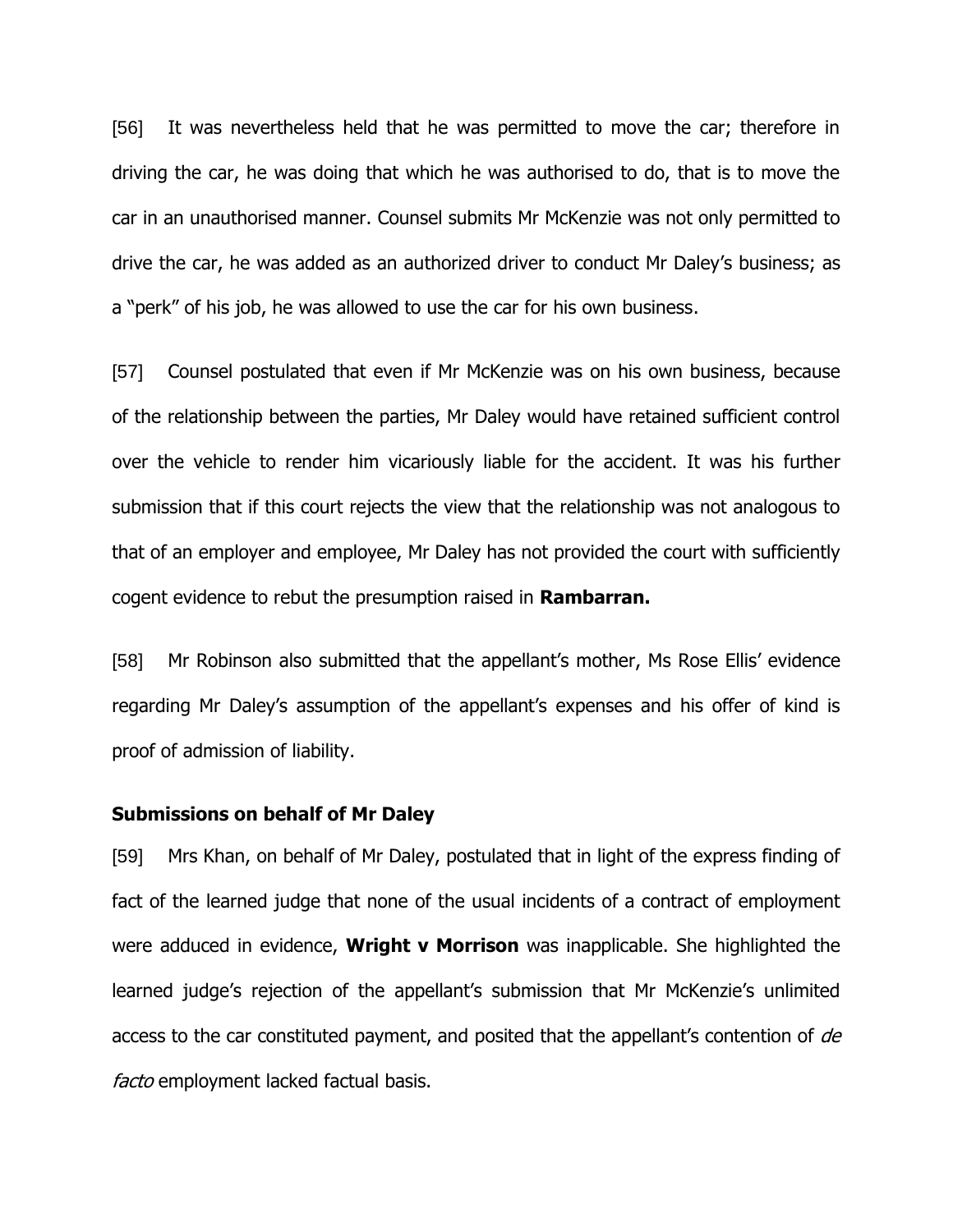[56] It was nevertheless held that he was permitted to move the car; therefore in driving the car, he was doing that which he was authorised to do, that is to move the car in an unauthorised manner. Counsel submits Mr McKenzie was not only permitted to drive the car, he was added as an authorized driver to conduct Mr Daley's business; as a "perk" of his job, he was allowed to use the car for his own business.

[57] Counsel postulated that even if Mr McKenzie was on his own business, because of the relationship between the parties, Mr Daley would have retained sufficient control over the vehicle to render him vicariously liable for the accident. It was his further submission that if this court rejects the view that the relationship was not analogous to that of an employer and employee, Mr Daley has not provided the court with sufficiently cogent evidence to rebut the presumption raised in **Rambarran.**

[58] Mr Robinson also submitted that the appellant's mother, Ms Rose Ellis' evidence regarding Mr Daley's assumption of the appellant's expenses and his offer of kind is proof of admission of liability.

**Submissions on behalf of Mr Daley**

[59] Mrs Khan, on behalf of Mr Daley, postulated that in light of the express finding of fact of the learned judge that none of the usual incidents of a contract of employment were adduced in evidence, **Wright v Morrison** was inapplicable. She highlighted the learned judge's rejection of the appellant's submission that Mr McKenzie's unlimited access to the car constituted payment, and posited that the appellant's contention of *de facto* employment lacked factual basis.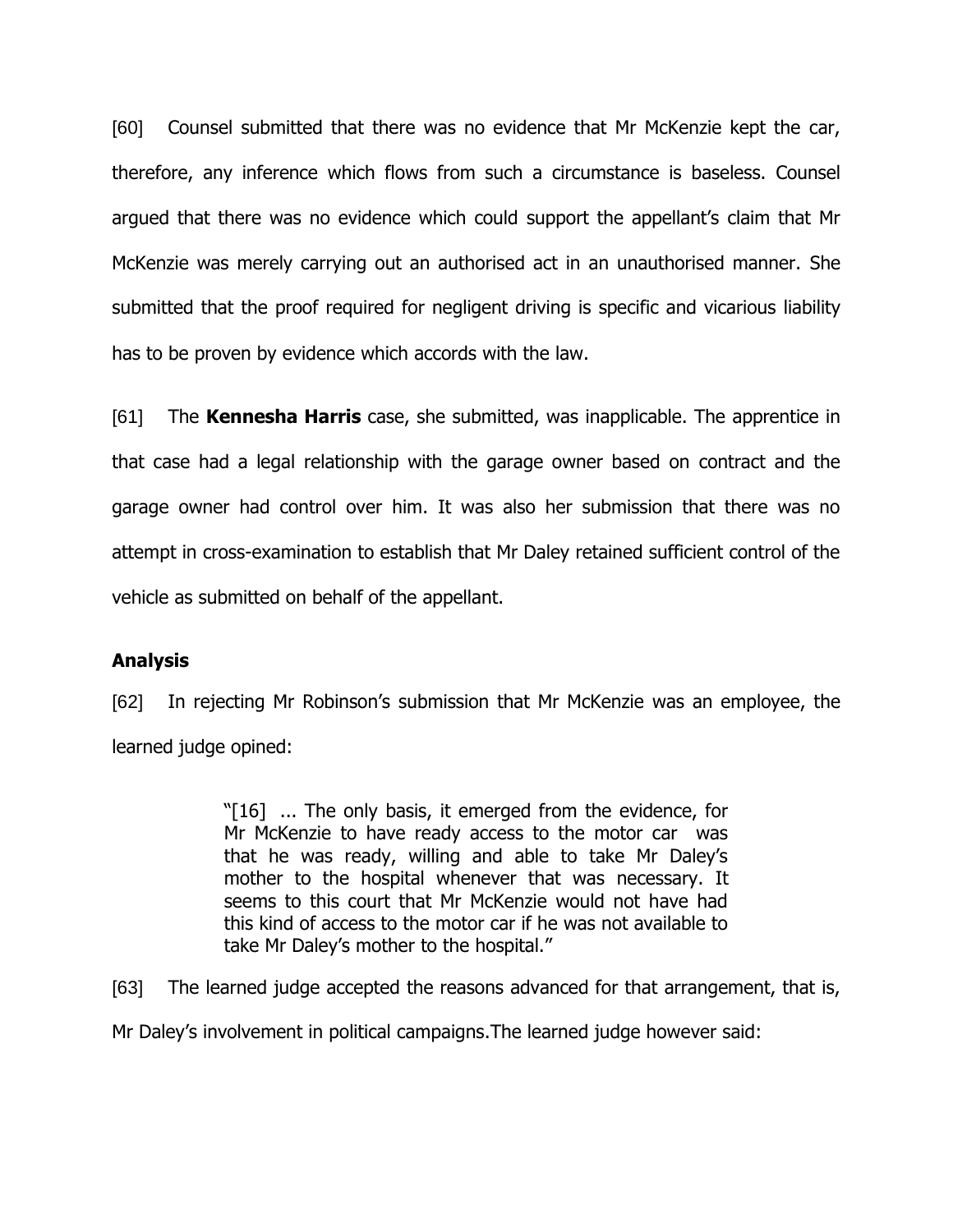[60] Counsel submitted that there was no evidence that Mr McKenzie kept the car, therefore, any inference which flows from such a circumstance is baseless. Counsel argued that there was no evidence which could support the appellant's claim that Mr McKenzie was merely carrying out an authorised act in an unauthorised manner. She submitted that the proof required for negligent driving is specific and vicarious liability has to be proven by evidence which accords with the law.

[61] The **Kennesha Harris** case, she submitted, was inapplicable. The apprentice in that case had a legal relationship with the garage owner based on contract and the garage owner had control over him. It was also her submission that there was no attempt in cross-examination to establish that Mr Daley retained sufficient control of the vehicle as submitted on behalf of the appellant.

## Analysis

[62] In rejecting Mr Robinson's submission that Mr McKenzie was an employee, the learned judge opined:

> "[16] ... The only basis, it emerged from the evidence, for Mr McKenzie to have ready access to the motor car was that he was ready, willing and able to take Mr Daley's mother to the hospital whenever that was necessary. It seems to this court that Mr McKenzie would not have had this kind of access to the motor car if he was not available to take Mr Daley's mother to the hospital."

[63] The learned judge accepted the reasons advanced for that arrangement, that is, Mr Daley's involvement in political campaigns.The learned judge however said: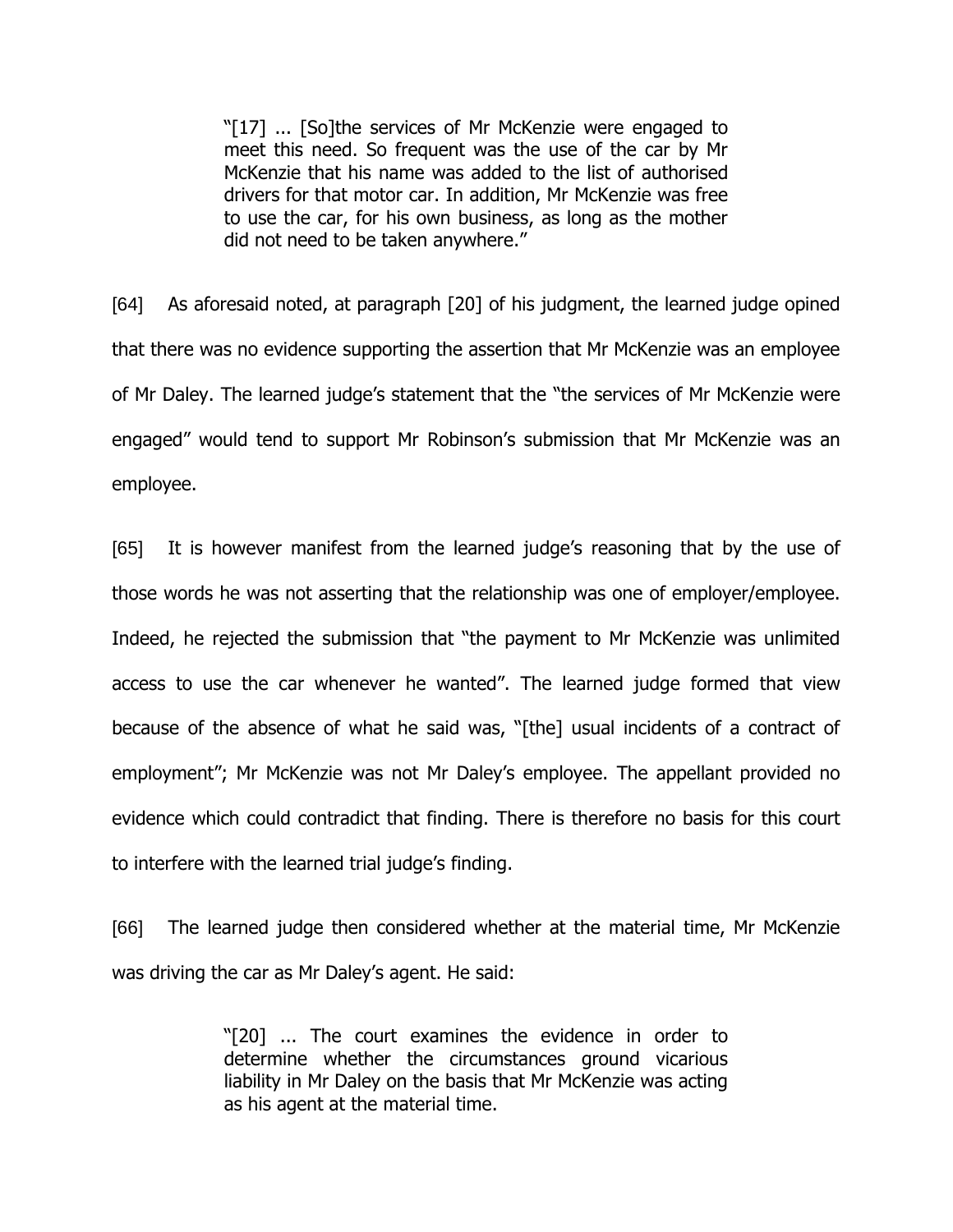> "[17] ... [So]the services of Mr McKenzie were engaged to meet this need. So frequent was the use of the car by Mr McKenzie that his name was added to the list of authorised drivers for that motor car. In addition, Mr McKenzie was free to use the car, for his own business, as long as the mother did not need to be taken anywhere."

[64] As aforesaid noted, at paragraph [20] of his judgment, the learned judge opined that there was no evidence supporting the assertion that Mr McKenzie was an employee of Mr Daley. The learned judge's statement that the "the services of Mr McKenzie were engaged" would tend to support Mr Robinson's submission that Mr McKenzie was an employee.

[65] It is however manifest from the learned judge's reasoning that by the use of those words he was not asserting that the relationship was one of employer/employee. Indeed, he rejected the submission that "the payment to Mr McKenzie was unlimited access to use the car whenever he wanted". The learned judge formed that view because of the absence of what he said was, "[the] usual incidents of a contract of employment"; Mr McKenzie was not Mr Daley's employee. The appellant provided no evidence which could contradict that finding. There is therefore no basis for this court to interfere with the learned trial judge's finding.

[66] The learned judge then considered whether at the material time, Mr McKenzie was driving the car as Mr Daley's agent. He said:

> "[20] ... The court examines the evidence in order to determine whether the circumstances ground vicarious liability in Mr Daley on the basis that Mr McKenzie was acting as his agent at the material time.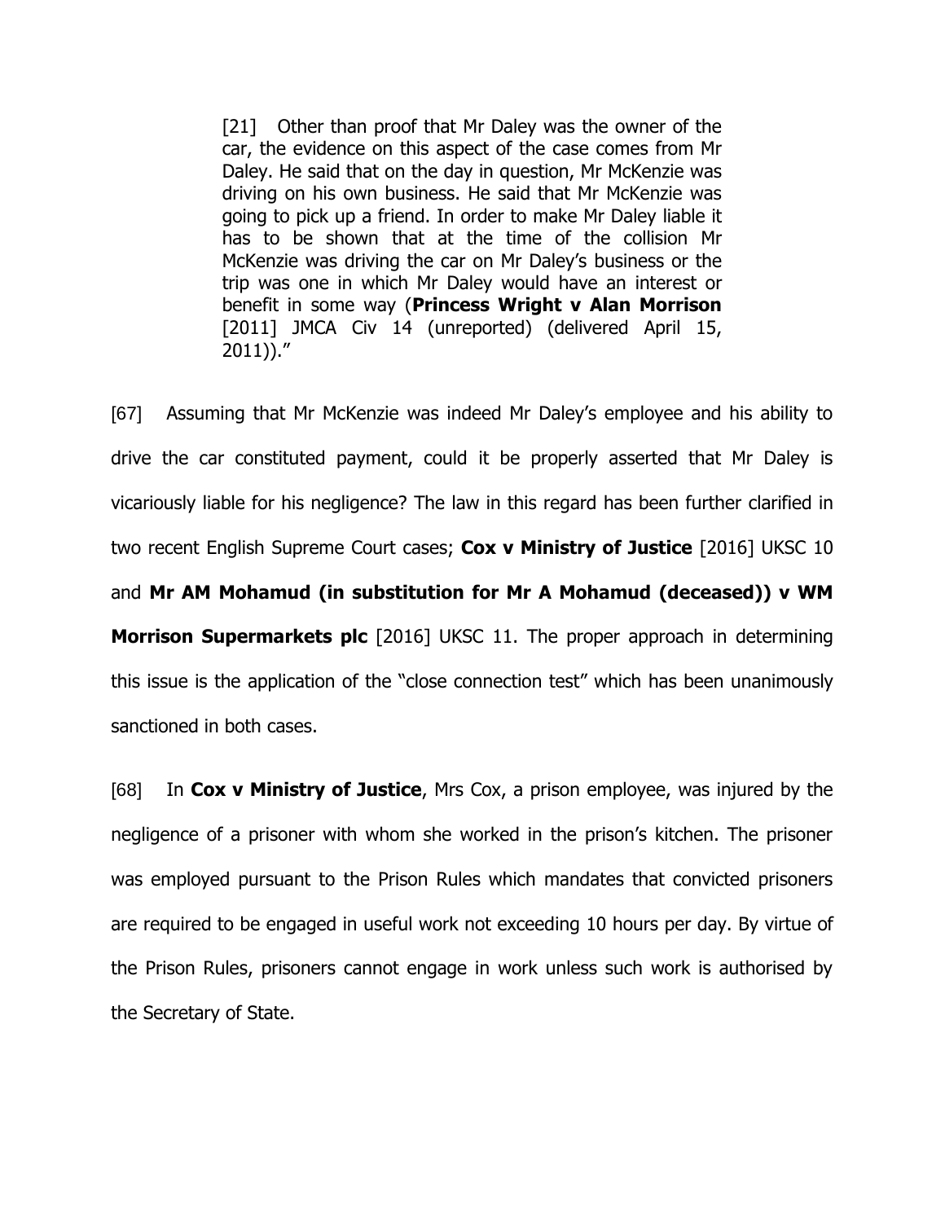> [21] Other than proof that Mr Daley was the owner of the car, the evidence on this aspect of the case comes from Mr Daley. He said that on the day in question, Mr McKenzie was driving on his own business. He said that Mr McKenzie was going to pick up a friend. In order to make Mr Daley liable it has to be shown that at the time of the collision Mr McKenzie was driving the car on Mr Daley's business or the trip was one in which Mr Daley would have an interest or benefit in some way (**Princess Wright v Alan Morrison** [2011] JMCA Civ 14 (unreported) (delivered April 15, 2011))."

[67] Assuming that Mr McKenzie was indeed Mr Daley's employee and his ability to drive the car constituted payment, could it be properly asserted that Mr Daley is vicariously liable for his negligence? The law in this regard has been further clarified in two recent English Supreme Court cases; **Cox v Ministry of Justice** [2016] UKSC 10 and **Mr AM Mohamud (in substitution for Mr A Mohamud (deceased)) v WM Morrison Supermarkets plc** [2016] UKSC 11. The proper approach in determining this issue is the application of the "close connection test" which has been unanimously sanctioned in both cases.

[68] In **Cox v Ministry of Justice**, Mrs Cox, a prison employee, was injured by the negligence of a prisoner with whom she worked in the prison's kitchen. The prisoner was employed pursuant to the Prison Rules which mandates that convicted prisoners are required to be engaged in useful work not exceeding 10 hours per day. By virtue of the Prison Rules, prisoners cannot engage in work unless such work is authorised by the Secretary of State.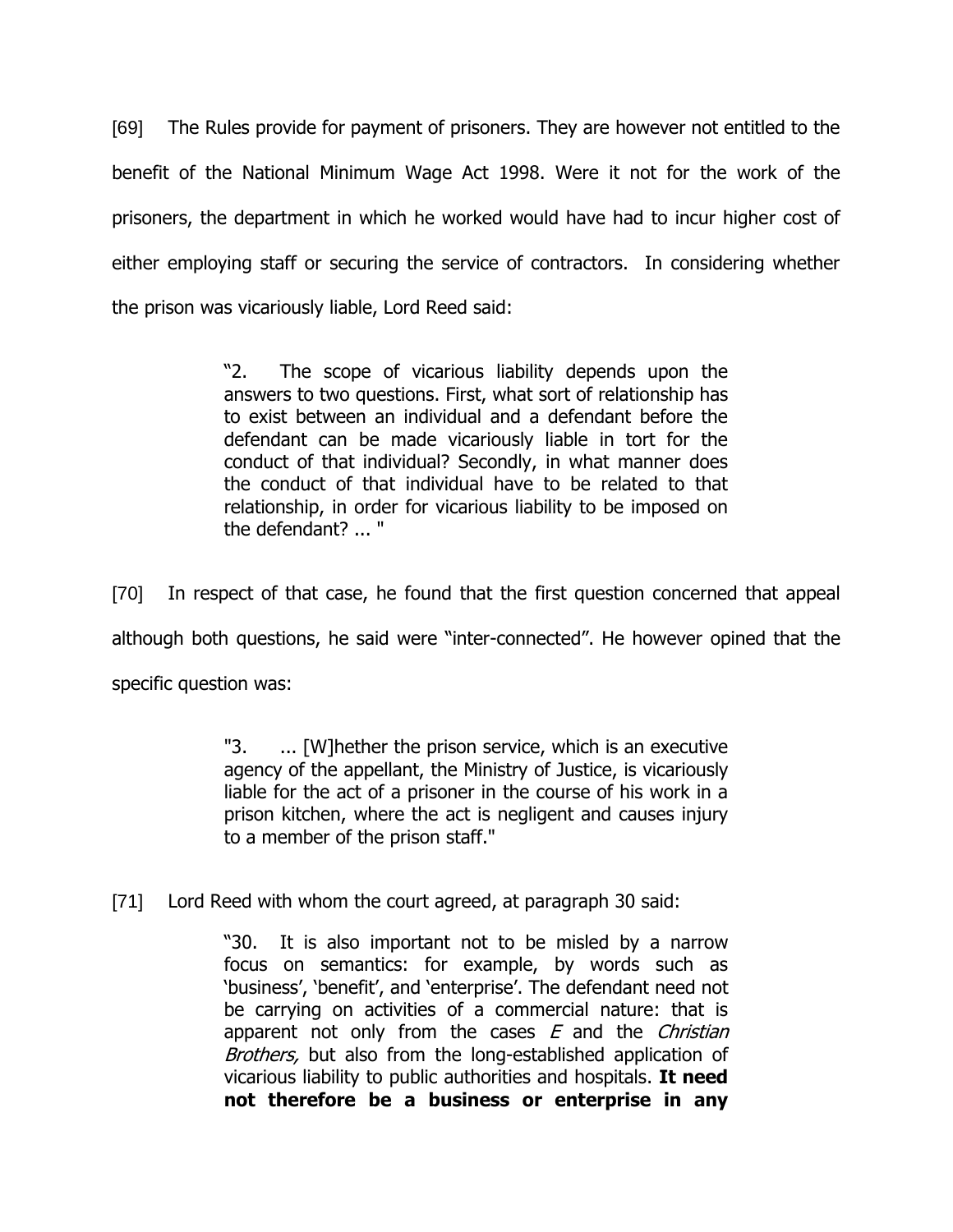[69] The Rules provide for payment of prisoners. They are however not entitled to the benefit of the National Minimum Wage Act 1998. Were it not for the work of the prisoners, the department in which he worked would have had to incur higher cost of either employing staff or securing the service of contractors. In considering whether the prison was vicariously liable, Lord Reed said:

> "2. The scope of vicarious liability depends upon the answers to two questions. First, what sort of relationship has to exist between an individual and a defendant before the defendant can be made vicariously liable in tort for the conduct of that individual? Secondly, in what manner does the conduct of that individual have to be related to that relationship, in order for vicarious liability to be imposed on the defendant? ... "

[70] In respect of that case, he found that the first question concerned that appeal although both questions, he said were "inter-connected". He however opined that the specific question was:

> "3. ... [W]hether the prison service, which is an executive agency of the appellant, the Ministry of Justice, is vicariously liable for the act of a prisoner in the course of his work in a prison kitchen, where the act is negligent and causes injury to a member of the prison staff."

[71] Lord Reed with whom the court agreed, at paragraph 30 said:

> "30. It is also important not to be misled by a narrow focus on semantics: for example, by words such as 'business', 'benefit', and 'enterprise'. The defendant need not be carrying on activities of a commercial nature: that is apparent not only from the cases *E* and the *Christian Brothers,* but also from the long-established application of vicarious liability to public authorities and hospitals. **It need not therefore be a business or enterprise in any**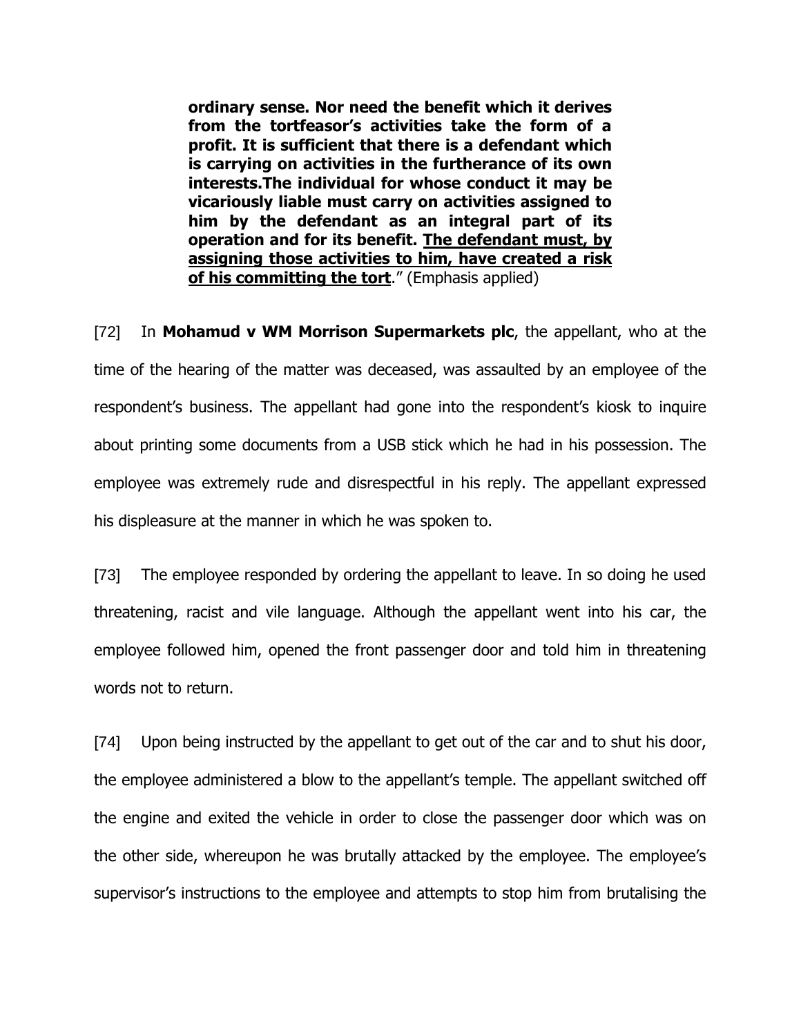> **ordinary sense. Nor need the benefit which it derives from the tortfeasor's activities take the form of a profit. It is sufficient that there is a defendant which is carrying on activities in the furtherance of its own interests.The individual for whose conduct it may be vicariously liable must carry on activities assigned to him by the defendant as an integral part of its operation and for its benefit. <u>The defendant must, by assigning those activities to him, have created a risk of his committing the tort</u>.**" (Emphasis applied)

[72] In **Mohamud v WM Morrison Supermarkets plc**, the appellant, who at the time of the hearing of the matter was deceased, was assaulted by an employee of the respondent's business. The appellant had gone into the respondent's kiosk to inquire about printing some documents from a USB stick which he had in his possession. The employee was extremely rude and disrespectful in his reply. The appellant expressed his displeasure at the manner in which he was spoken to.

[73] The employee responded by ordering the appellant to leave. In so doing he used threatening, racist and vile language. Although the appellant went into his car, the employee followed him, opened the front passenger door and told him in threatening words not to return.

[74] Upon being instructed by the appellant to get out of the car and to shut his door, the employee administered a blow to the appellant's temple. The appellant switched off the engine and exited the vehicle in order to close the passenger door which was on the other side, whereupon he was brutally attacked by the employee. The employee's supervisor's instructions to the employee and attempts to stop him from brutalising the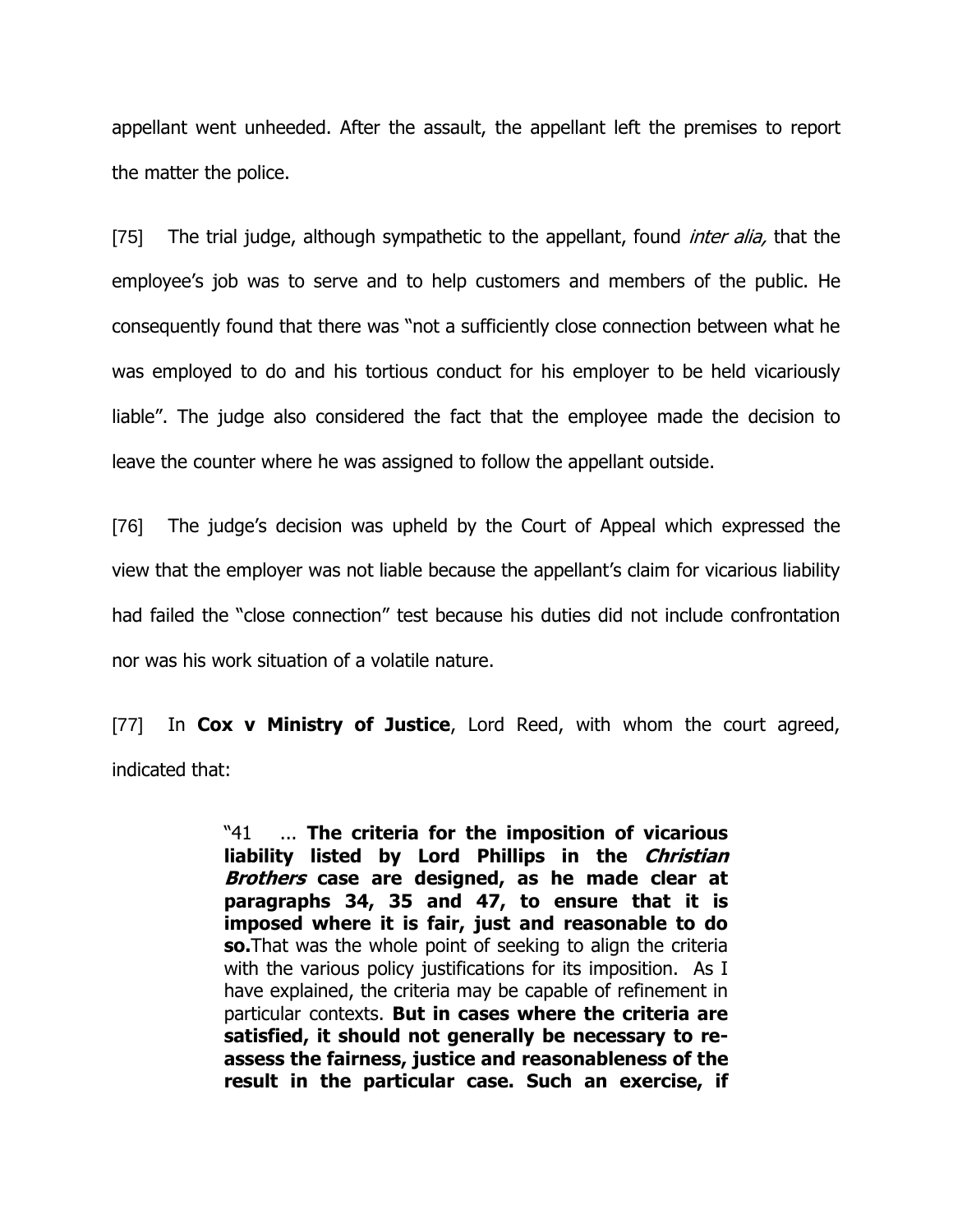appellant went unheeded. After the assault, the appellant left the premises to report the matter the police.

[75] The trial judge, although sympathetic to the appellant, found *inter alia,* that the employee's job was to serve and to help customers and members of the public. He consequently found that there was "not a sufficiently close connection between what he was employed to do and his tortious conduct for his employer to be held vicariously liable". The judge also considered the fact that the employee made the decision to leave the counter where he was assigned to follow the appellant outside.

[76] The judge's decision was upheld by the Court of Appeal which expressed the view that the employer was not liable because the appellant's claim for vicarious liability had failed the "close connection" test because his duties did not include confrontation nor was his work situation of a volatile nature.

[77] In **Cox v Ministry of Justice**, Lord Reed, with whom the court agreed, indicated that:

> "41 ... **The criteria for the imposition of vicarious liability listed by Lord Phillips in the *Christian Brothers* case are designed, as he made clear at paragraphs 34, 35 and 47, to ensure that it is imposed where it is fair, just and reasonable to do so.** That was the whole point of seeking to align the criteria with the various policy justifications for its imposition. As I have explained, the criteria may be capable of refinement in particular contexts. **But in cases where the criteria are satisfied, it should not generally be necessary to re-assess the fairness, justice and reasonableness of the result in the particular case. Such an exercise, if**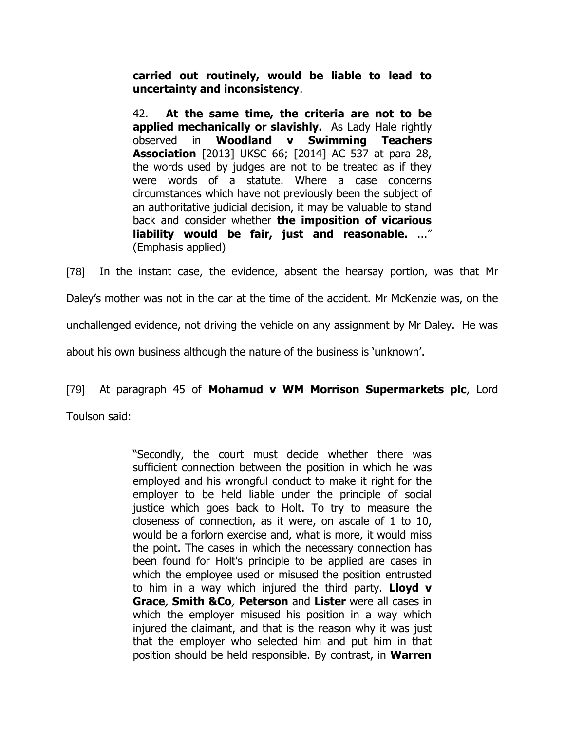> **carried out routinely, would be liable to lead to uncertainty and inconsistency**.
>
> 42. **At the same time, the criteria are not to be applied mechanically or slavishly.** As Lady Hale rightly observed in **Woodland v Swimming Teachers Association** [2013] UKSC 66; [2014] AC 537 at para 28, the words used by judges are not to be treated as if they were words of a statute. Where a case concerns circumstances which have not previously been the subject of an authoritative judicial decision, it may be valuable to stand back and consider whether **the imposition of vicarious liability would be fair, just and reasonable.** …" (Emphasis applied)

[78] In the instant case, the evidence, absent the hearsay portion, was that Mr Daley's mother was not in the car at the time of the accident. Mr McKenzie was, on the unchallenged evidence, not driving the vehicle on any assignment by Mr Daley. He was about his own business although the nature of the business is 'unknown'.

[79] At paragraph 45 of **Mohamud v WM Morrison Supermarkets plc**, Lord Toulson said:

> "Secondly, the court must decide whether there was sufficient connection between the position in which he was employed and his wrongful conduct to make it right for the employer to be held liable under the principle of social justice which goes back to Holt. To try to measure the closeness of connection, as it were, on ascale of 1 to 10, would be a forlorn exercise and, what is more, it would miss the point. The cases in which the necessary connection has been found for Holt's principle to be applied are cases in which the employee used or misused the position entrusted to him in a way which injured the third party. ***Lloyd v Grace*, *Smith &Co*, *Peterson*** and **Lister** were all cases in which the employer misused his position in a way which injured the claimant, and that is the reason why it was just that the employer who selected him and put him in that position should be held responsible. By contrast, in **Warren**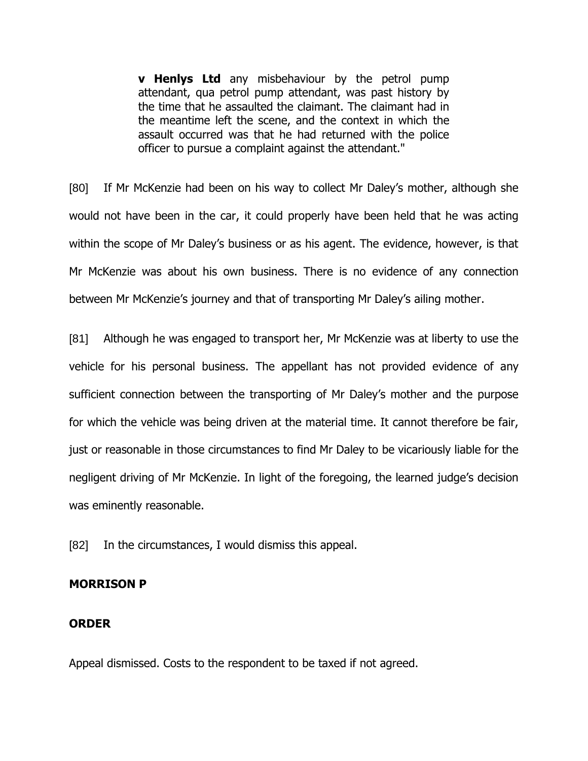> **v Henlys Ltd** any misbehaviour by the petrol pump attendant, qua petrol pump attendant, was past history by the time that he assaulted the claimant. The claimant had in the meantime left the scene, and the context in which the assault occurred was that he had returned with the police officer to pursue a complaint against the attendant."

[80] If Mr McKenzie had been on his way to collect Mr Daley's mother, although she would not have been in the car, it could properly have been held that he was acting within the scope of Mr Daley's business or as his agent. The evidence, however, is that Mr McKenzie was about his own business. There is no evidence of any connection between Mr McKenzie's journey and that of transporting Mr Daley's ailing mother.

[81] Although he was engaged to transport her, Mr McKenzie was at liberty to use the vehicle for his personal business. The appellant has not provided evidence of any sufficient connection between the transporting of Mr Daley's mother and the purpose for which the vehicle was being driven at the material time. It cannot therefore be fair, just or reasonable in those circumstances to find Mr Daley to be vicariously liable for the negligent driving of Mr McKenzie. In light of the foregoing, the learned judge's decision was eminently reasonable.

[82] In the circumstances, I would dismiss this appeal.

**MORRISON P**

**ORDER**

Appeal dismissed. Costs to the respondent to be taxed if not agreed.